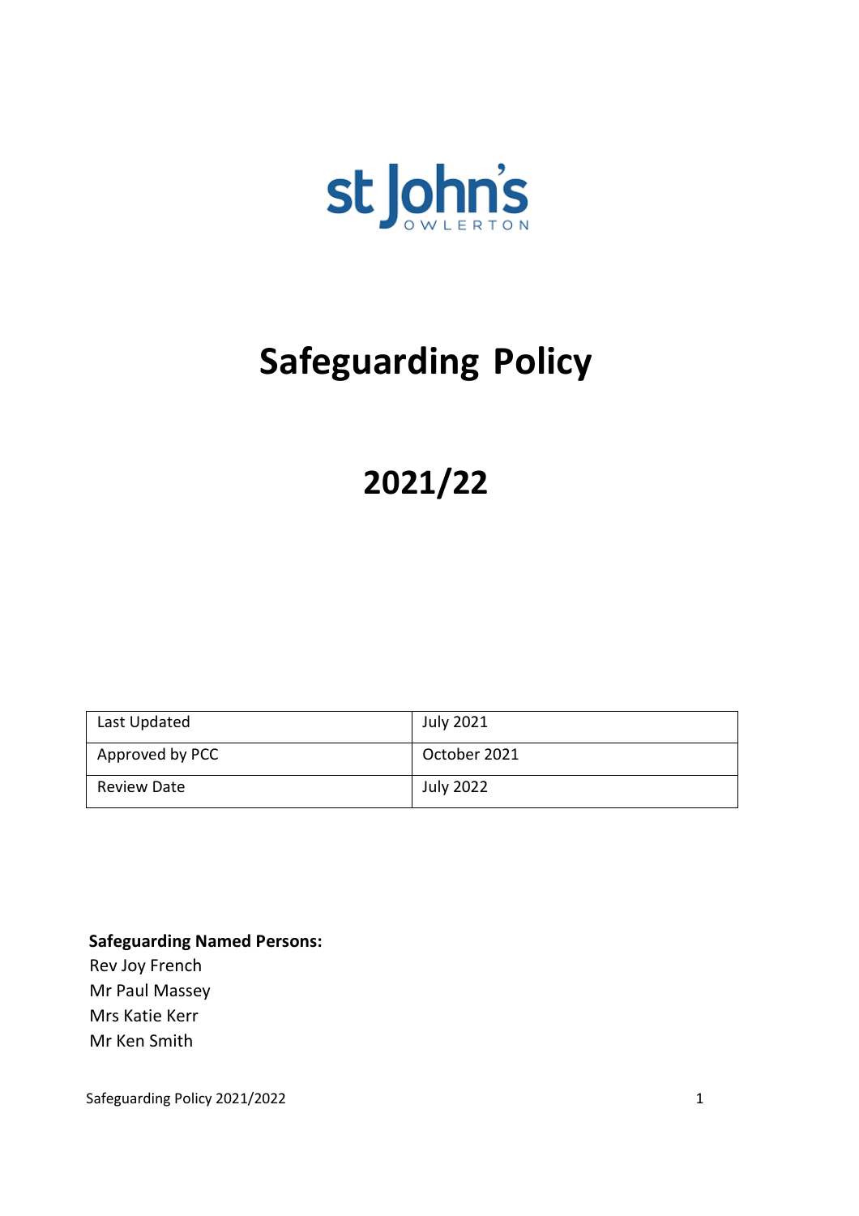st John's

OWLERTON

# Safeguarding Policy

# 2021/22

| Last Updated | July 2021 |
| --- | --- |
| Approved by PCC | October 2021 |
| Review Date | July 2022 |

**Safeguarding Named Persons:**

Rev Joy French
Mr Paul Massey
Mrs Katie Kerr
Mr Ken Smith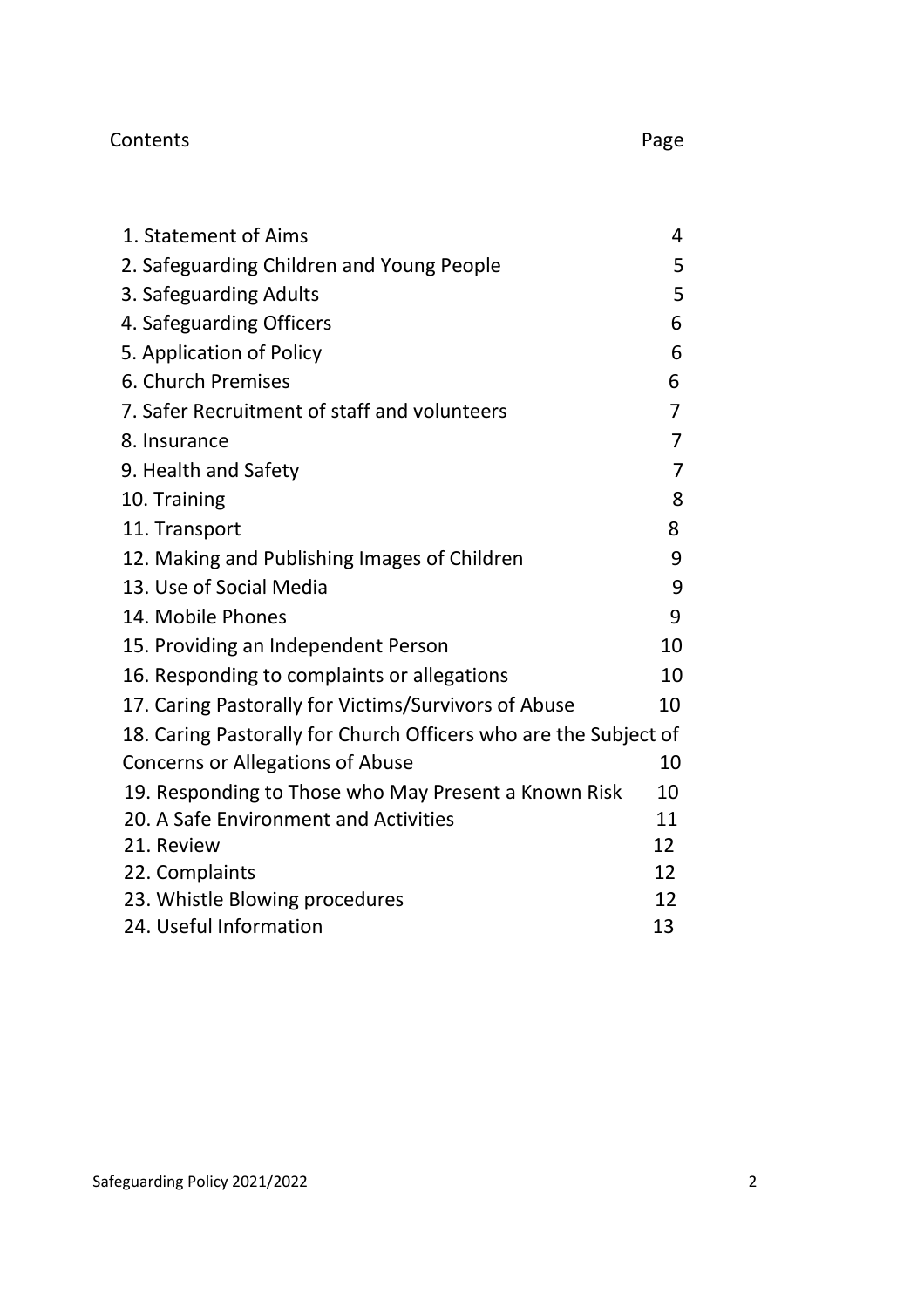| Contents | Page |
| --- | --- |
| 1. Statement of Aims | 4 |
| 2. Safeguarding Children and Young People | 5 |
| 3. Safeguarding Adults | 5 |
| 4. Safeguarding Officers | 6 |
| 5. Application of Policy | 6 |
| 6. Church Premises | 6 |
| 7. Safer Recruitment of staff and volunteers | 7 |
| 8. Insurance | 7 |
| 9. Health and Safety | 7 |
| 10. Training | 8 |
| 11. Transport | 8 |
| 12. Making and Publishing Images of Children | 9 |
| 13. Use of Social Media | 9 |
| 14. Mobile Phones | 9 |
| 15. Providing an Independent Person | 10 |
| 16. Responding to complaints or allegations | 10 |
| 17. Caring Pastorally for Victims/Survivors of Abuse | 10 |
| 18. Caring Pastorally for Church Officers who are the Subject of Concerns or Allegations of Abuse | 10 |
| 19. Responding to Those who May Present a Known Risk | 10 |
| 20. A Safe Environment and Activities | 11 |
| 21. Review | 12 |
| 22. Complaints | 12 |
| 23. Whistle Blowing procedures | 12 |
| 24. Useful Information | 13 |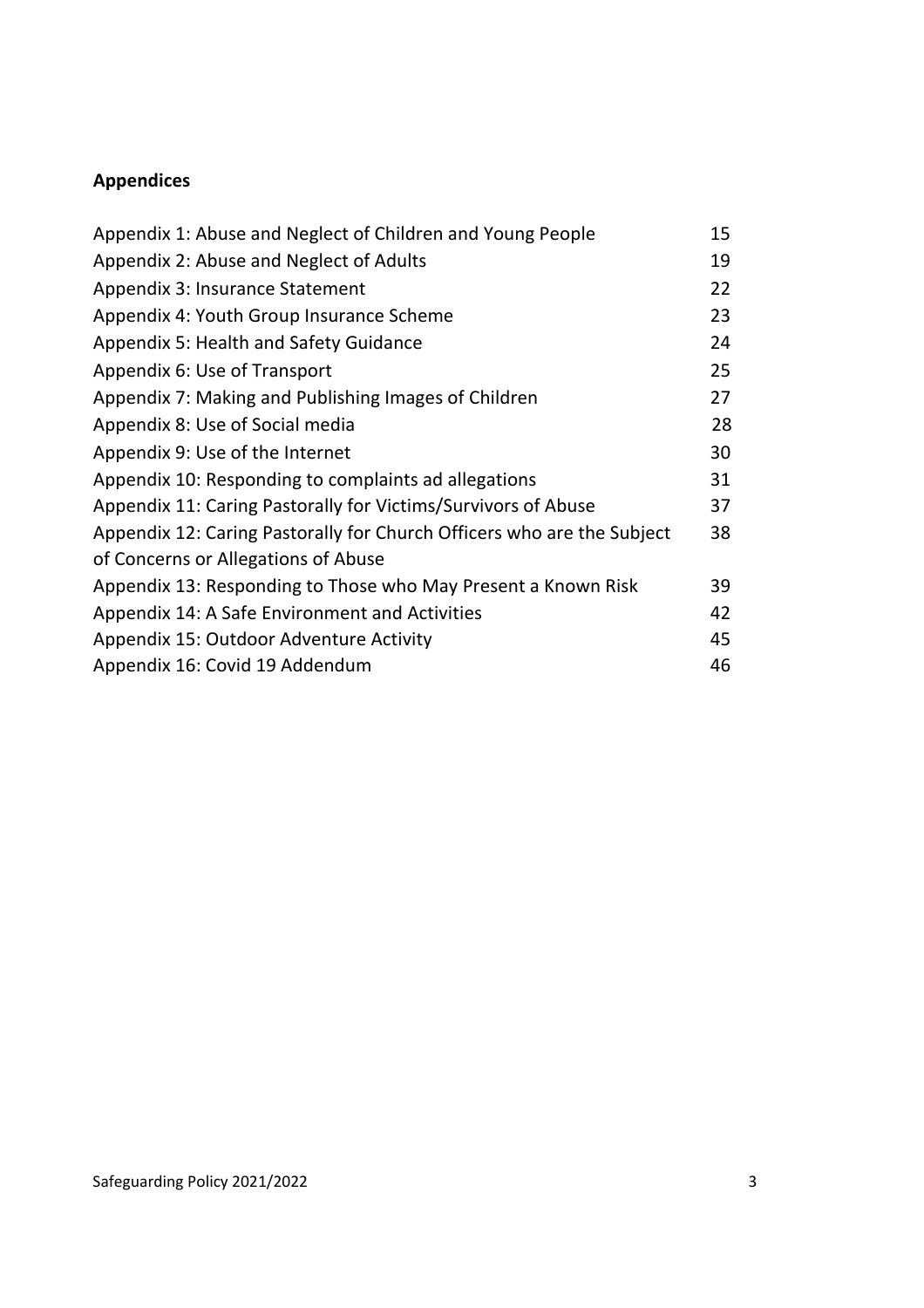## Appendices

| | |
|---|---|
| Appendix 1: Abuse and Neglect of Children and Young People | 15 |
| Appendix 2: Abuse and Neglect of Adults | 19 |
| Appendix 3: Insurance Statement | 22 |
| Appendix 4: Youth Group Insurance Scheme | 23 |
| Appendix 5: Health and Safety Guidance | 24 |
| Appendix 6: Use of Transport | 25 |
| Appendix 7: Making and Publishing Images of Children | 27 |
| Appendix 8: Use of Social media | 28 |
| Appendix 9: Use of the Internet | 30 |
| Appendix 10: Responding to complaints ad allegations | 31 |
| Appendix 11: Caring Pastorally for Victims/Survivors of Abuse | 37 |
| Appendix 12: Caring Pastorally for Church Officers who are the Subject of Concerns or Allegations of Abuse | 38 |
| Appendix 13: Responding to Those who May Present a Known Risk | 39 |
| Appendix 14: A Safe Environment and Activities | 42 |
| Appendix 15: Outdoor Adventure Activity | 45 |
| Appendix 16: Covid 19 Addendum | 46 |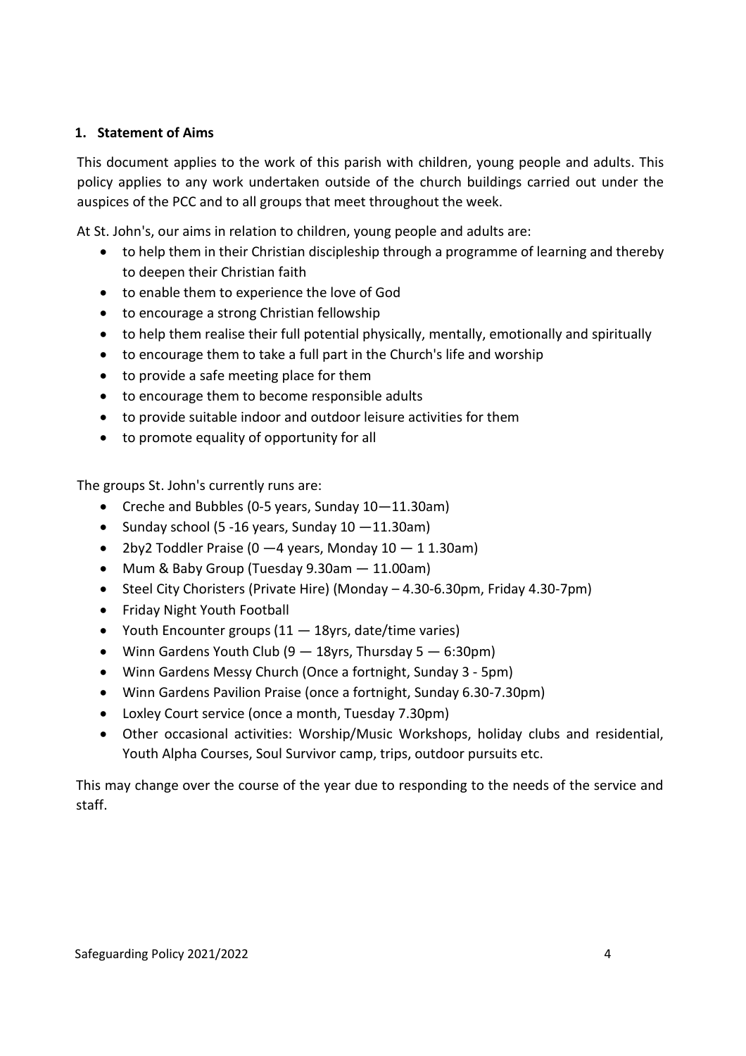## 1. Statement of Aims

This document applies to the work of this parish with children, young people and adults. This policy applies to any work undertaken outside of the church buildings carried out under the auspices of the PCC and to all groups that meet throughout the week.

At St. John's, our aims in relation to children, young people and adults are:

- to help them in their Christian discipleship through a programme of learning and thereby to deepen their Christian faith
- to enable them to experience the love of God
- to encourage a strong Christian fellowship
- to help them realise their full potential physically, mentally, emotionally and spiritually
- to encourage them to take a full part in the Church's life and worship
- to provide a safe meeting place for them
- to encourage them to become responsible adults
- to provide suitable indoor and outdoor leisure activities for them
- to promote equality of opportunity for all

The groups St. John's currently runs are:

- Creche and Bubbles (0-5 years, Sunday 10—11.30am)
- Sunday school (5 -16 years, Sunday 10 —11.30am)
- 2by2 Toddler Praise (0 —4 years, Monday 10 — 1 1.30am)
- Mum & Baby Group (Tuesday 9.30am — 11.00am)
- Steel City Choristers (Private Hire) (Monday – 4.30-6.30pm, Friday 4.30-7pm)
- Friday Night Youth Football
- Youth Encounter groups (11 — 18yrs, date/time varies)
- Winn Gardens Youth Club (9 — 18yrs, Thursday 5 — 6:30pm)
- Winn Gardens Messy Church (Once a fortnight, Sunday 3 - 5pm)
- Winn Gardens Pavilion Praise (once a fortnight, Sunday 6.30-7.30pm)
- Loxley Court service (once a month, Tuesday 7.30pm)
- Other occasional activities: Worship/Music Workshops, holiday clubs and residential, Youth Alpha Courses, Soul Survivor camp, trips, outdoor pursuits etc.

This may change over the course of the year due to responding to the needs of the service and staff.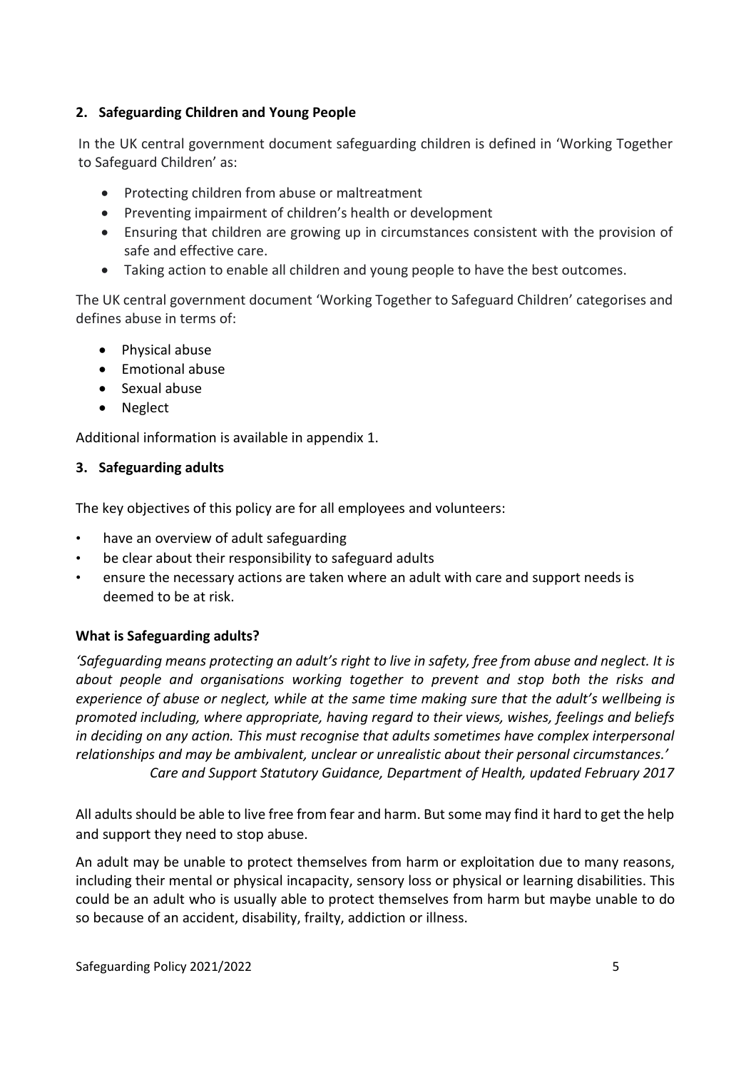## 2. Safeguarding Children and Young People

In the UK central government document safeguarding children is defined in 'Working Together to Safeguard Children' as:

- Protecting children from abuse or maltreatment
- Preventing impairment of children's health or development
- Ensuring that children are growing up in circumstances consistent with the provision of safe and effective care.
- Taking action to enable all children and young people to have the best outcomes.

The UK central government document 'Working Together to Safeguard Children' categorises and defines abuse in terms of:

- Physical abuse
- Emotional abuse
- Sexual abuse
- Neglect

Additional information is available in appendix 1.

## 3. Safeguarding adults

The key objectives of this policy are for all employees and volunteers:

- have an overview of adult safeguarding
- be clear about their responsibility to safeguard adults
- ensure the necessary actions are taken where an adult with care and support needs is deemed to be at risk.

### What is Safeguarding adults?

*'Safeguarding means protecting an adult's right to live in safety, free from abuse and neglect. It is about people and organisations working together to prevent and stop both the risks and experience of abuse or neglect, while at the same time making sure that the adult's wellbeing is promoted including, where appropriate, having regard to their views, wishes, feelings and beliefs in deciding on any action. This must recognise that adults sometimes have complex interpersonal relationships and may be ambivalent, unclear or unrealistic about their personal circumstances.'*

*Care and Support Statutory Guidance, Department of Health, updated February 2017*

All adults should be able to live free from fear and harm. But some may find it hard to get the help and support they need to stop abuse.

An adult may be unable to protect themselves from harm or exploitation due to many reasons, including their mental or physical incapacity, sensory loss or physical or learning disabilities. This could be an adult who is usually able to protect themselves from harm but maybe unable to do so because of an accident, disability, frailty, addiction or illness.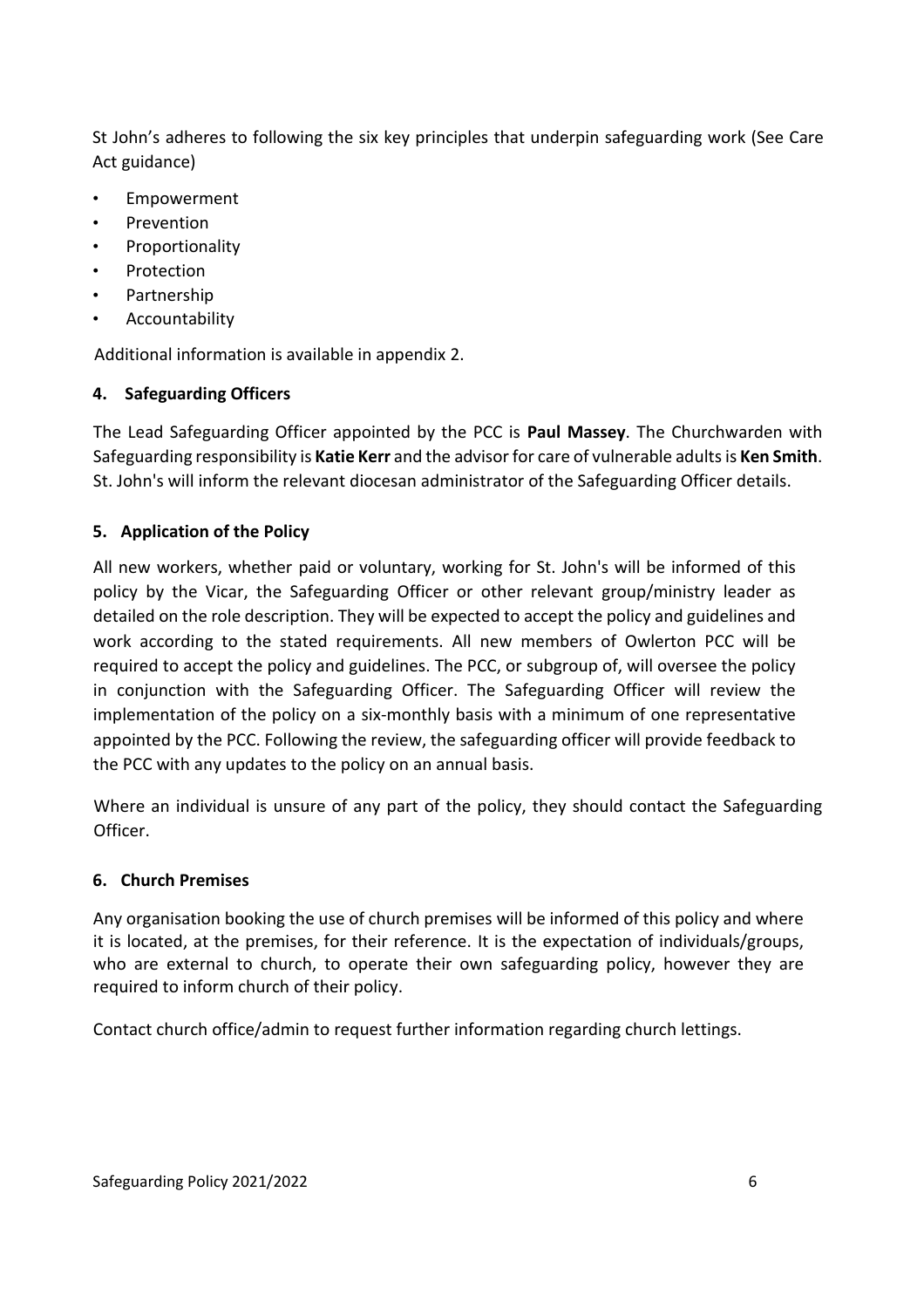St John's adheres to following the six key principles that underpin safeguarding work (See Care Act guidance)

- Empowerment
- Prevention
- Proportionality
- Protection
- Partnership
- Accountability

Additional information is available in appendix 2.

## 4. Safeguarding Officers

The Lead Safeguarding Officer appointed by the PCC is **Paul Massey**. The Churchwarden with Safeguarding responsibility is **Katie Kerr** and the advisor for care of vulnerable adults is **Ken Smith**. St. John's will inform the relevant diocesan administrator of the Safeguarding Officer details.

## 5. Application of the Policy

All new workers, whether paid or voluntary, working for St. John's will be informed of this policy by the Vicar, the Safeguarding Officer or other relevant group/ministry leader as detailed on the role description. They will be expected to accept the policy and guidelines and work according to the stated requirements. All new members of Owlerton PCC will be required to accept the policy and guidelines. The PCC, or subgroup of, will oversee the policy in conjunction with the Safeguarding Officer. The Safeguarding Officer will review the implementation of the policy on a six-monthly basis with a minimum of one representative appointed by the PCC. Following the review, the safeguarding officer will provide feedback to the PCC with any updates to the policy on an annual basis.

Where an individual is unsure of any part of the policy, they should contact the Safeguarding Officer.

## 6. Church Premises

Any organisation booking the use of church premises will be informed of this policy and where it is located, at the premises, for their reference. It is the expectation of individuals/groups, who are external to church, to operate their own safeguarding policy, however they are required to inform church of their policy.

Contact church office/admin to request further information regarding church lettings.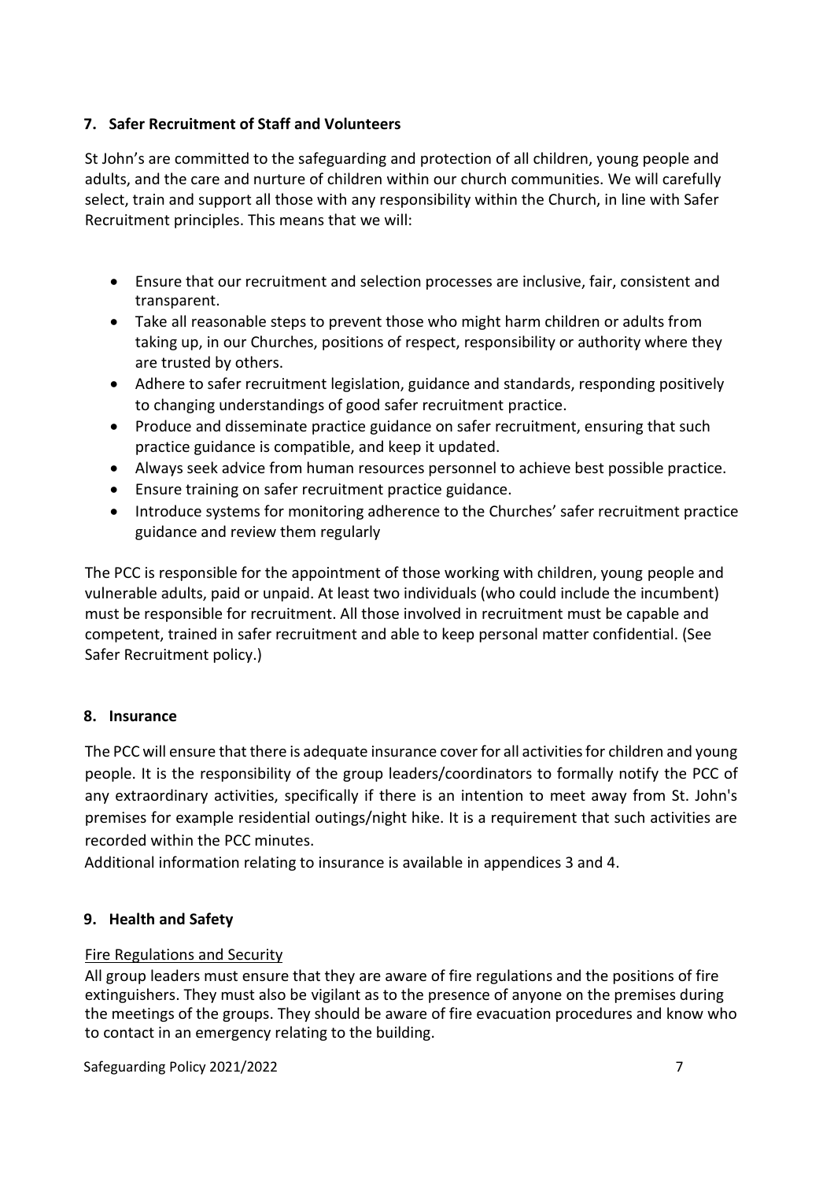## 7. Safer Recruitment of Staff and Volunteers

St John's are committed to the safeguarding and protection of all children, young people and adults, and the care and nurture of children within our church communities. We will carefully select, train and support all those with any responsibility within the Church, in line with Safer Recruitment principles. This means that we will:

- Ensure that our recruitment and selection processes are inclusive, fair, consistent and transparent.
- Take all reasonable steps to prevent those who might harm children or adults from taking up, in our Churches, positions of respect, responsibility or authority where they are trusted by others.
- Adhere to safer recruitment legislation, guidance and standards, responding positively to changing understandings of good safer recruitment practice.
- Produce and disseminate practice guidance on safer recruitment, ensuring that such practice guidance is compatible, and keep it updated.
- Always seek advice from human resources personnel to achieve best possible practice.
- Ensure training on safer recruitment practice guidance.
- Introduce systems for monitoring adherence to the Churches' safer recruitment practice guidance and review them regularly

The PCC is responsible for the appointment of those working with children, young people and vulnerable adults, paid or unpaid. At least two individuals (who could include the incumbent) must be responsible for recruitment. All those involved in recruitment must be capable and competent, trained in safer recruitment and able to keep personal matter confidential. (See Safer Recruitment policy.)

## 8. Insurance

The PCC will ensure that there is adequate insurance cover for all activities for children and young people. It is the responsibility of the group leaders/coordinators to formally notify the PCC of any extraordinary activities, specifically if there is an intention to meet away from St. John's premises for example residential outings/night hike. It is a requirement that such activities are recorded within the PCC minutes.

Additional information relating to insurance is available in appendices 3 and 4.

## 9. Health and Safety

<u>Fire Regulations and Security</u>

All group leaders must ensure that they are aware of fire regulations and the positions of fire extinguishers. They must also be vigilant as to the presence of anyone on the premises during the meetings of the groups. They should be aware of fire evacuation procedures and know who to contact in an emergency relating to the building.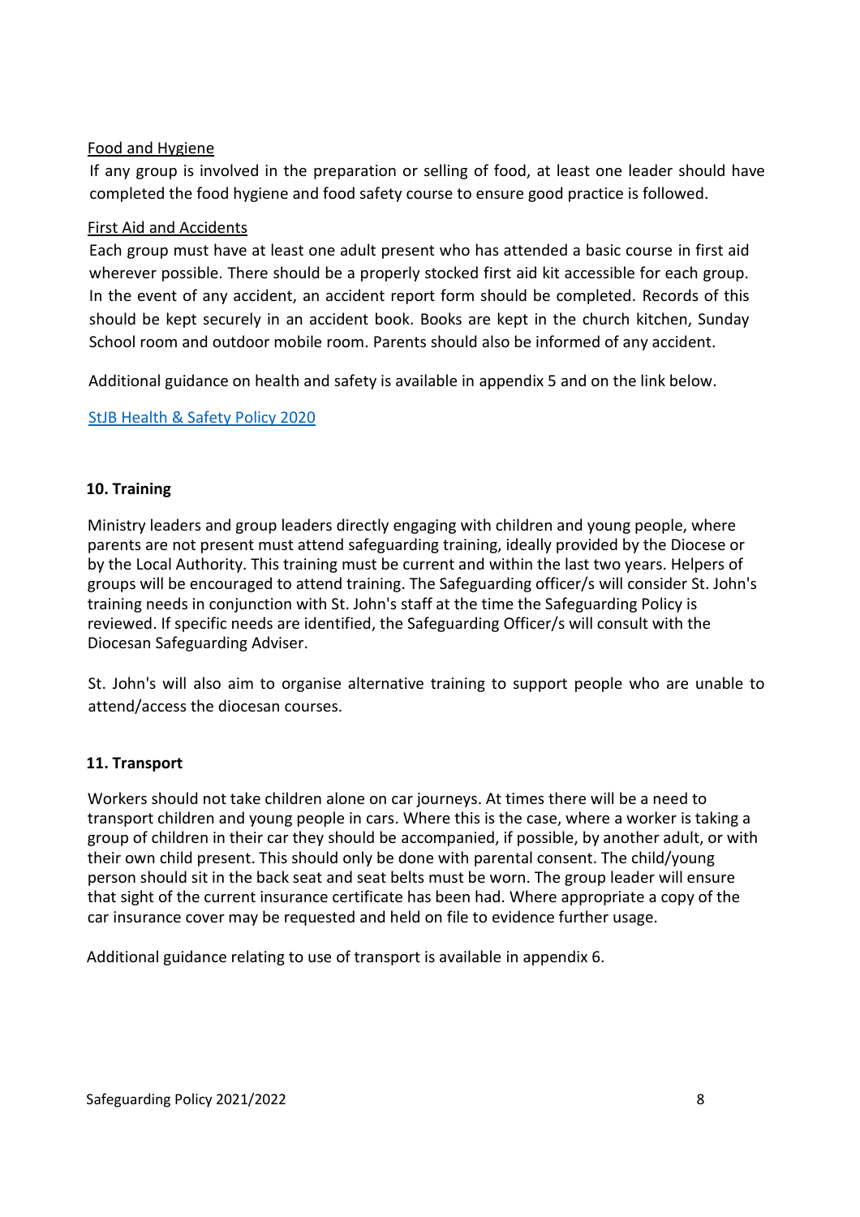Food and Hygiene

If any group is involved in the preparation or selling of food, at least one leader should have completed the food hygiene and food safety course to ensure good practice is followed.

First Aid and Accidents

Each group must have at least one adult present who has attended a basic course in first aid wherever possible. There should be a properly stocked first aid kit accessible for each group. In the event of any accident, an accident report form should be completed. Records of this should be kept securely in an accident book. Books are kept in the church kitchen, Sunday School room and outdoor mobile room. Parents should also be informed of any accident.

Additional guidance on health and safety is available in appendix 5 and on the link below.

StJB Health & Safety Policy 2020

## 10. Training

Ministry leaders and group leaders directly engaging with children and young people, where parents are not present must attend safeguarding training, ideally provided by the Diocese or by the Local Authority. This training must be current and within the last two years. Helpers of groups will be encouraged to attend training. The Safeguarding officer/s will consider St. John's training needs in conjunction with St. John's staff at the time the Safeguarding Policy is reviewed. If specific needs are identified, the Safeguarding Officer/s will consult with the Diocesan Safeguarding Adviser.

St. John's will also aim to organise alternative training to support people who are unable to attend/access the diocesan courses.

## 11. Transport

Workers should not take children alone on car journeys. At times there will be a need to transport children and young people in cars. Where this is the case, where a worker is taking a group of children in their car they should be accompanied, if possible, by another adult, or with their own child present. This should only be done with parental consent. The child/young person should sit in the back seat and seat belts must be worn. The group leader will ensure that sight of the current insurance certificate has been had. Where appropriate a copy of the car insurance cover may be requested and held on file to evidence further usage.

Additional guidance relating to use of transport is available in appendix 6.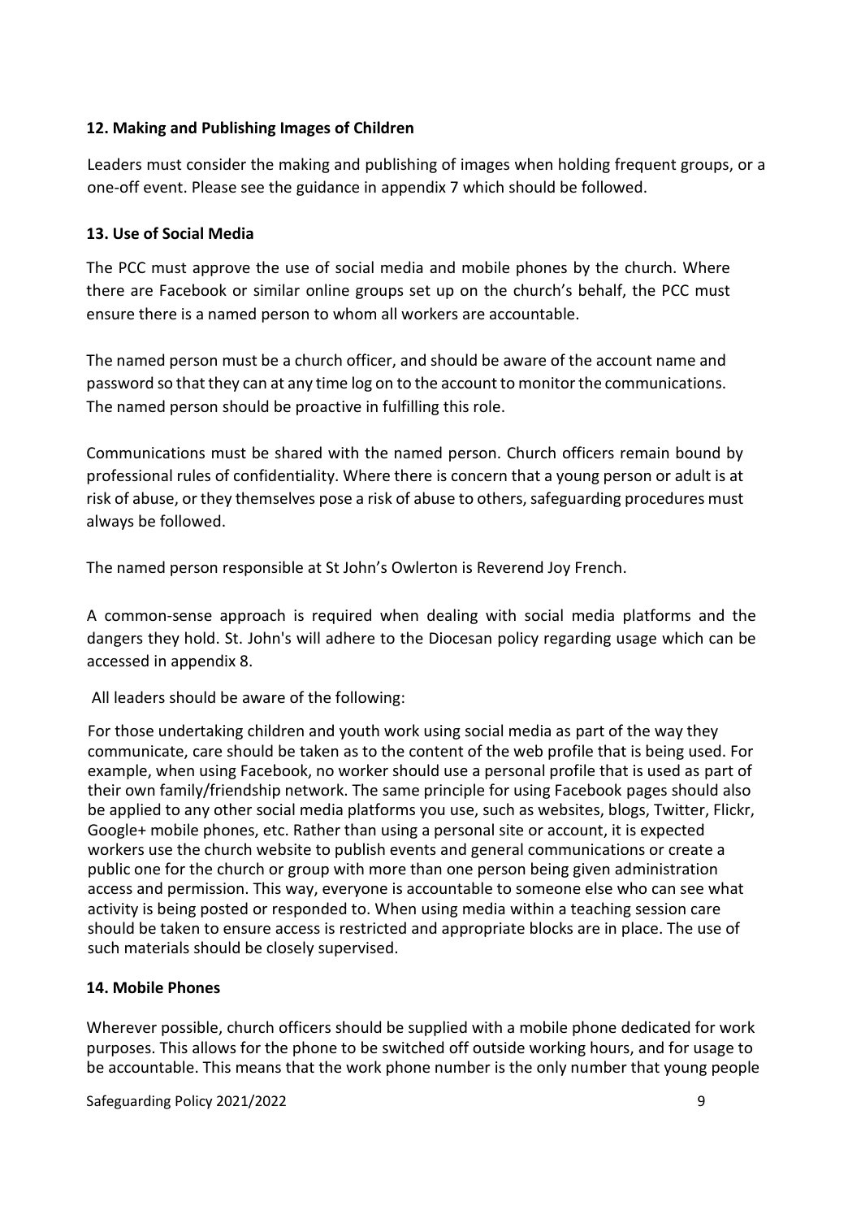### 12. Making and Publishing Images of Children

Leaders must consider the making and publishing of images when holding frequent groups, or a one-off event. Please see the guidance in appendix 7 which should be followed.

### 13. Use of Social Media

The PCC must approve the use of social media and mobile phones by the church. Where there are Facebook or similar online groups set up on the church's behalf, the PCC must ensure there is a named person to whom all workers are accountable.

The named person must be a church officer, and should be aware of the account name and password so that they can at any time log on to the account to monitor the communications. The named person should be proactive in fulfilling this role.

Communications must be shared with the named person. Church officers remain bound by professional rules of confidentiality. Where there is concern that a young person or adult is at risk of abuse, or they themselves pose a risk of abuse to others, safeguarding procedures must always be followed.

The named person responsible at St John's Owlerton is Reverend Joy French.

A common-sense approach is required when dealing with social media platforms and the dangers they hold. St. John's will adhere to the Diocesan policy regarding usage which can be accessed in appendix 8.

All leaders should be aware of the following:

For those undertaking children and youth work using social media as part of the way they communicate, care should be taken as to the content of the web profile that is being used. For example, when using Facebook, no worker should use a personal profile that is used as part of their own family/friendship network. The same principle for using Facebook pages should also be applied to any other social media platforms you use, such as websites, blogs, Twitter, Flickr, Google+ mobile phones, etc. Rather than using a personal site or account, it is expected workers use the church website to publish events and general communications or create a public one for the church or group with more than one person being given administration access and permission. This way, everyone is accountable to someone else who can see what activity is being posted or responded to. When using media within a teaching session care should be taken to ensure access is restricted and appropriate blocks are in place. The use of such materials should be closely supervised.

### 14. Mobile Phones

Wherever possible, church officers should be supplied with a mobile phone dedicated for work purposes. This allows for the phone to be switched off outside working hours, and for usage to be accountable. This means that the work phone number is the only number that young people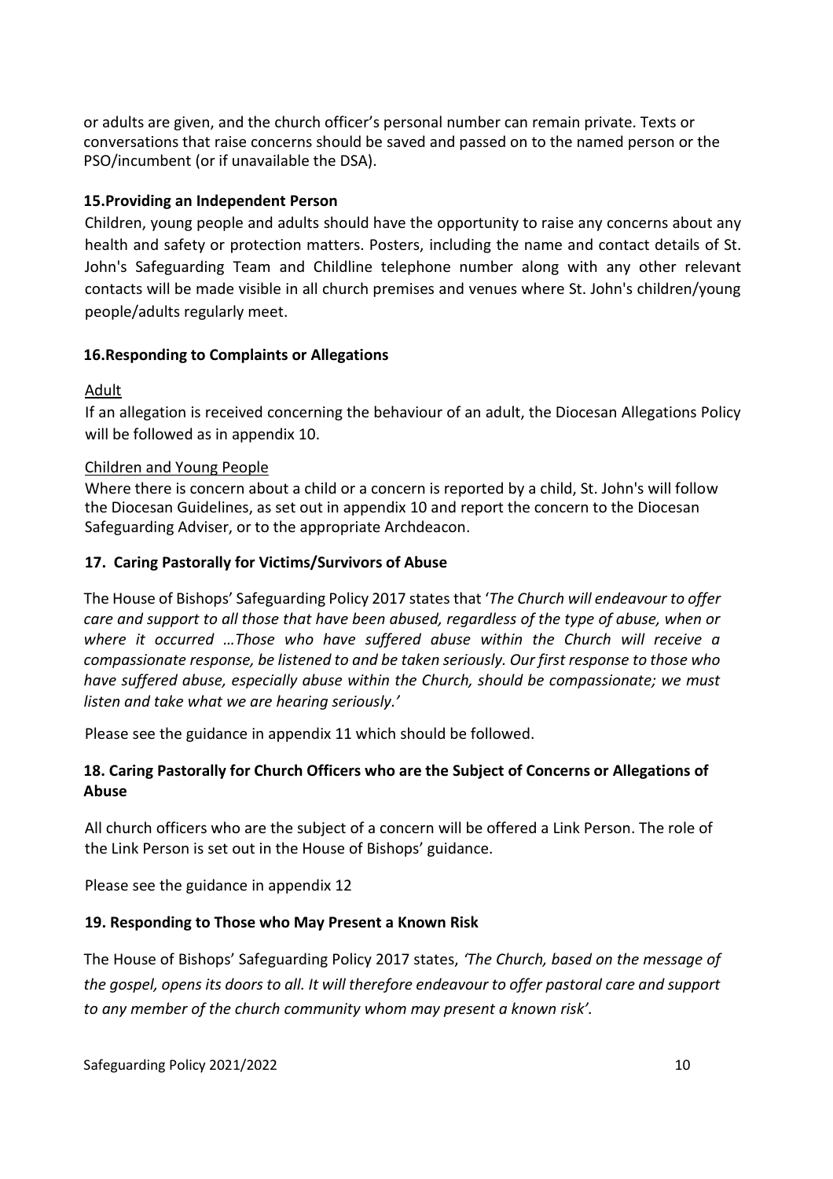or adults are given, and the church officer's personal number can remain private. Texts or conversations that raise concerns should be saved and passed on to the named person or the PSO/incumbent (or if unavailable the DSA).

### 15.Providing an Independent Person

Children, young people and adults should have the opportunity to raise any concerns about any health and safety or protection matters. Posters, including the name and contact details of St. John's Safeguarding Team and Childline telephone number along with any other relevant contacts will be made visible in all church premises and venues where St. John's children/young people/adults regularly meet.

### 16.Responding to Complaints or Allegations

Adult

If an allegation is received concerning the behaviour of an adult, the Diocesan Allegations Policy will be followed as in appendix 10.

Children and Young People

Where there is concern about a child or a concern is reported by a child, St. John's will follow the Diocesan Guidelines, as set out in appendix 10 and report the concern to the Diocesan Safeguarding Adviser, or to the appropriate Archdeacon.

### 17. Caring Pastorally for Victims/Survivors of Abuse

The House of Bishops' Safeguarding Policy 2017 states that '*The Church will endeavour to offer care and support to all those that have been abused, regardless of the type of abuse, when or where it occurred …Those who have suffered abuse within the Church will receive a compassionate response, be listened to and be taken seriously. Our first response to those who have suffered abuse, especially abuse within the Church, should be compassionate; we must listen and take what we are hearing seriously.*'

Please see the guidance in appendix 11 which should be followed.

### 18. Caring Pastorally for Church Officers who are the Subject of Concerns or Allegations of Abuse

All church officers who are the subject of a concern will be offered a Link Person. The role of the Link Person is set out in the House of Bishops' guidance.

Please see the guidance in appendix 12

### 19. Responding to Those who May Present a Known Risk

The House of Bishops' Safeguarding Policy 2017 states, *'The Church, based on the message of the gospel, opens its doors to all. It will therefore endeavour to offer pastoral care and support to any member of the church community whom may present a known risk'.*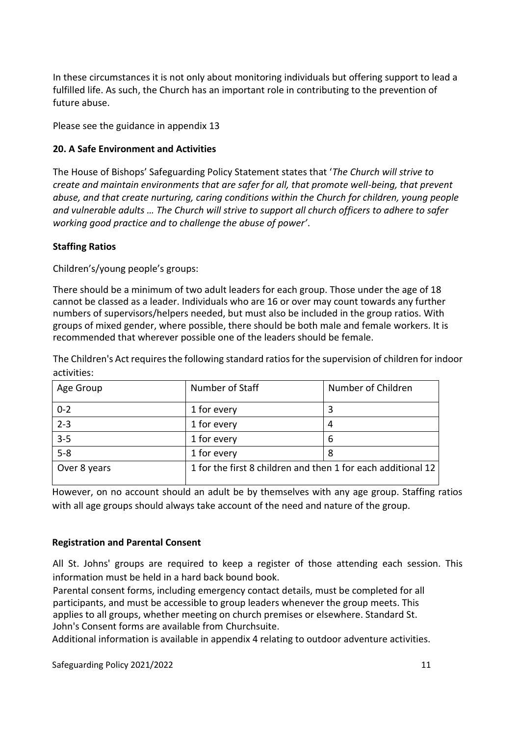In these circumstances it is not only about monitoring individuals but offering support to lead a fulfilled life. As such, the Church has an important role in contributing to the prevention of future abuse.

Please see the guidance in appendix 13

## 20. A Safe Environment and Activities

The House of Bishops' Safeguarding Policy Statement states that '*The Church will strive to create and maintain environments that are safer for all, that promote well-being, that prevent abuse, and that create nurturing, caring conditions within the Church for children, young people and vulnerable adults … The Church will strive to support all church officers to adhere to safer working good practice and to challenge the abuse of power'*.

### Staffing Ratios

Children's/young people's groups:

There should be a minimum of two adult leaders for each group. Those under the age of 18 cannot be classed as a leader. Individuals who are 16 or over may count towards any further numbers of supervisors/helpers needed, but must also be included in the group ratios. With groups of mixed gender, where possible, there should be both male and female workers. It is recommended that wherever possible one of the leaders should be female.

The Children's Act requires the following standard ratios for the supervision of children for indoor activities:

| Age Group | Number of Staff | Number of Children |
|---|---|---|
| 0-2 | 1 for every | 3 |
| 2-3 | 1 for every | 4 |
| 3-5 | 1 for every | 6 |
| 5-8 | 1 for every | 8 |
| Over 8 years | 1 for the first 8 children and then 1 for each additional 12 | |

However, on no account should an adult be by themselves with any age group. Staffing ratios with all age groups should always take account of the need and nature of the group.

### Registration and Parental Consent

All St. Johns' groups are required to keep a register of those attending each session. This information must be held in a hard back bound book.

Parental consent forms, including emergency contact details, must be completed for all participants, and must be accessible to group leaders whenever the group meets. This applies to all groups, whether meeting on church premises or elsewhere. Standard St. John's Consent forms are available from Churchsuite.

Additional information is available in appendix 4 relating to outdoor adventure activities.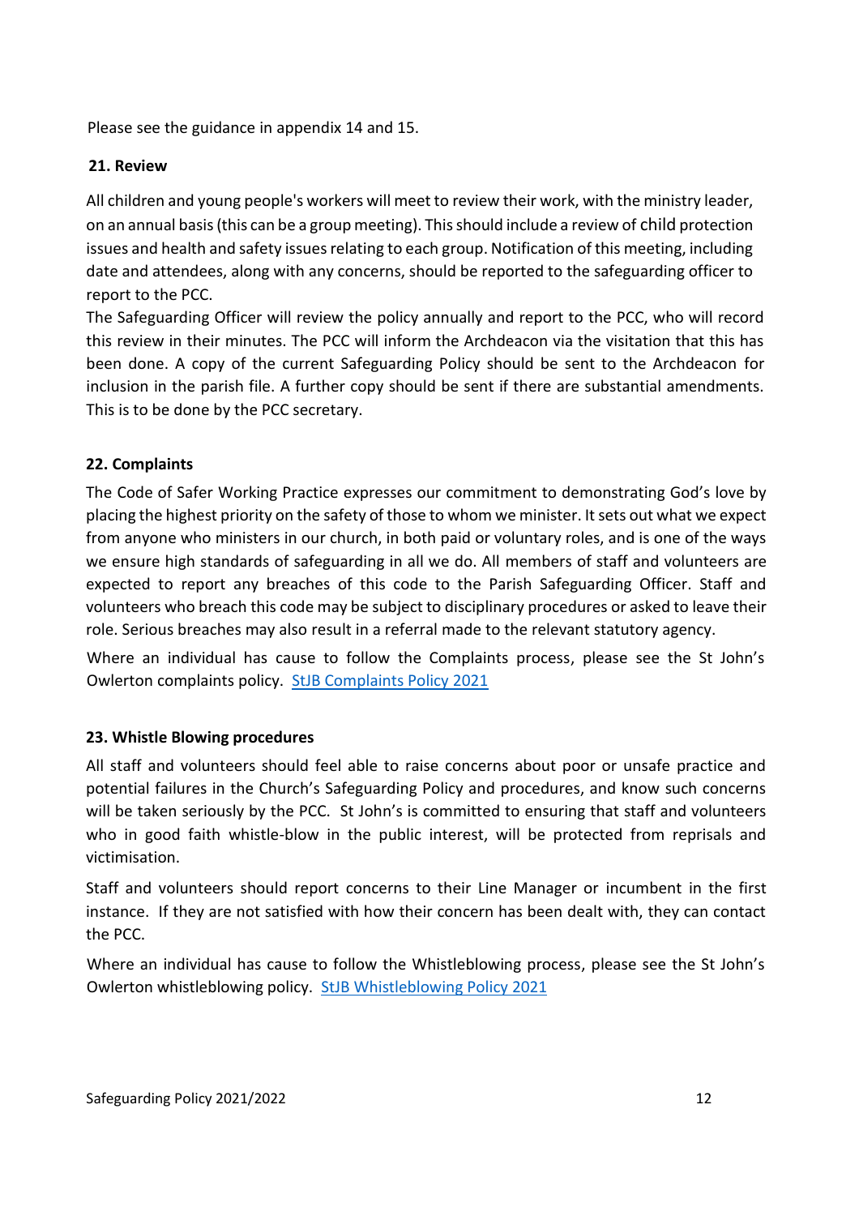Please see the guidance in appendix 14 and 15.

## 21. Review

All children and young people's workers will meet to review their work, with the ministry leader, on an annual basis (this can be a group meeting). This should include a review of child protection issues and health and safety issues relating to each group. Notification of this meeting, including date and attendees, along with any concerns, should be reported to the safeguarding officer to report to the PCC.

The Safeguarding Officer will review the policy annually and report to the PCC, who will record this review in their minutes. The PCC will inform the Archdeacon via the visitation that this has been done. A copy of the current Safeguarding Policy should be sent to the Archdeacon for inclusion in the parish file. A further copy should be sent if there are substantial amendments. This is to be done by the PCC secretary.

## 22. Complaints

The Code of Safer Working Practice expresses our commitment to demonstrating God's love by placing the highest priority on the safety of those to whom we minister. It sets out what we expect from anyone who ministers in our church, in both paid or voluntary roles, and is one of the ways we ensure high standards of safeguarding in all we do. All members of staff and volunteers are expected to report any breaches of this code to the Parish Safeguarding Officer. Staff and volunteers who breach this code may be subject to disciplinary procedures or asked to leave their role. Serious breaches may also result in a referral made to the relevant statutory agency.

Where an individual has cause to follow the Complaints process, please see the St John's Owlerton complaints policy. StJB Complaints Policy 2021

## 23. Whistle Blowing procedures

All staff and volunteers should feel able to raise concerns about poor or unsafe practice and potential failures in the Church's Safeguarding Policy and procedures, and know such concerns will be taken seriously by the PCC. St John's is committed to ensuring that staff and volunteers who in good faith whistle-blow in the public interest, will be protected from reprisals and victimisation.

Staff and volunteers should report concerns to their Line Manager or incumbent in the first instance. If they are not satisfied with how their concern has been dealt with, they can contact the PCC.

Where an individual has cause to follow the Whistleblowing process, please see the St John's Owlerton whistleblowing policy. StJB Whistleblowing Policy 2021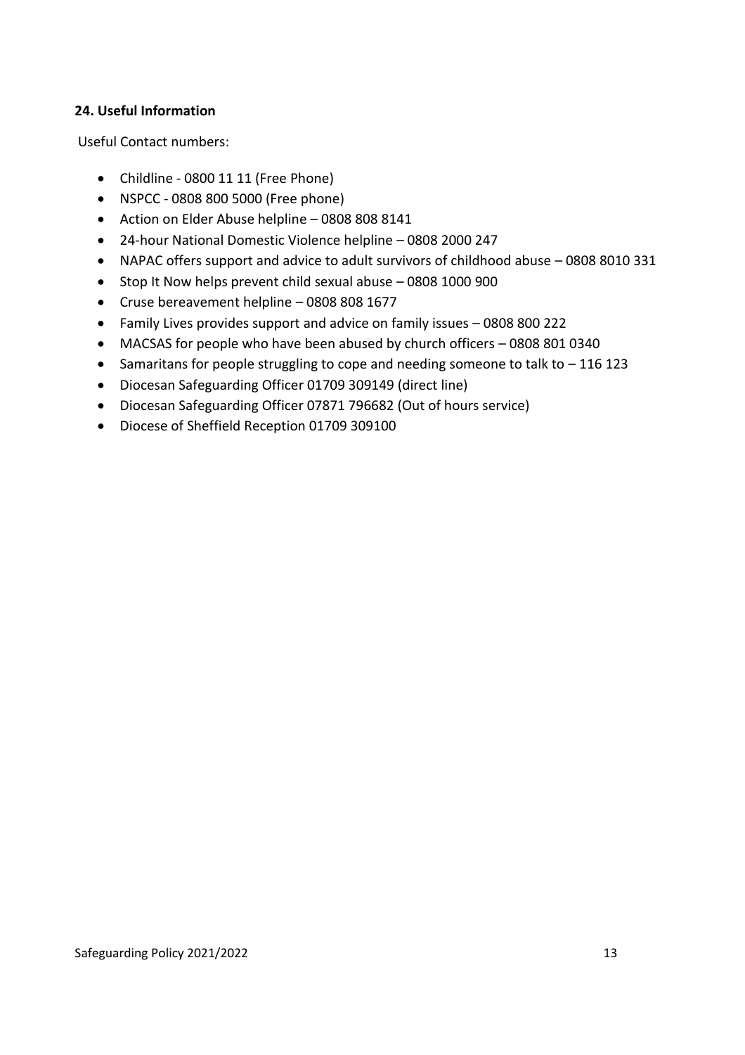**24. Useful Information**

Useful Contact numbers:

- Childline - 0800 11 11 (Free Phone)
- NSPCC - 0808 800 5000 (Free phone)
- Action on Elder Abuse helpline – 0808 808 8141
- 24-hour National Domestic Violence helpline – 0808 2000 247
- NAPAC offers support and advice to adult survivors of childhood abuse – 0808 8010 331
- Stop It Now helps prevent child sexual abuse – 0808 1000 900
- Cruse bereavement helpline – 0808 808 1677
- Family Lives provides support and advice on family issues – 0808 800 222
- MACSAS for people who have been abused by church officers – 0808 801 0340
- Samaritans for people struggling to cope and needing someone to talk to – 116 123
- Diocesan Safeguarding Officer 01709 309149 (direct line)
- Diocesan Safeguarding Officer 07871 796682 (Out of hours service)
- Diocese of Sheffield Reception 01709 309100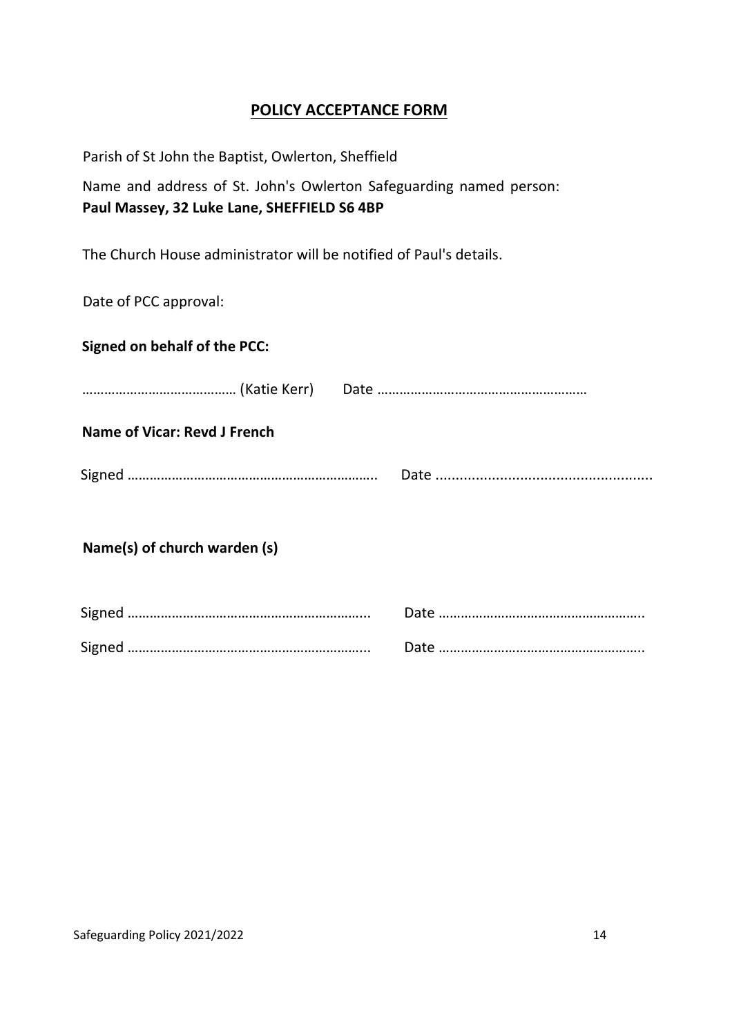## POLICY ACCEPTANCE FORM

Parish of St John the Baptist, Owlerton, Sheffield

Name and address of St. John's Owlerton Safeguarding named person: **Paul Massey, 32 Luke Lane, SHEFFIELD S6 4BP**

The Church House administrator will be notified of Paul's details.

Date of PCC approval:

**Signed on behalf of the PCC:**

…………………………………… (Katie Kerr)    Date …………………………………………………

**Name of Vicar: Revd J French**

Signed …………………………………………………………..    Date .....................................................

**Name(s) of church warden (s)**

Signed ………………………………………………………...    Date ………………………………………………..

Signed ………………………………………………………...    Date ………………………………………………..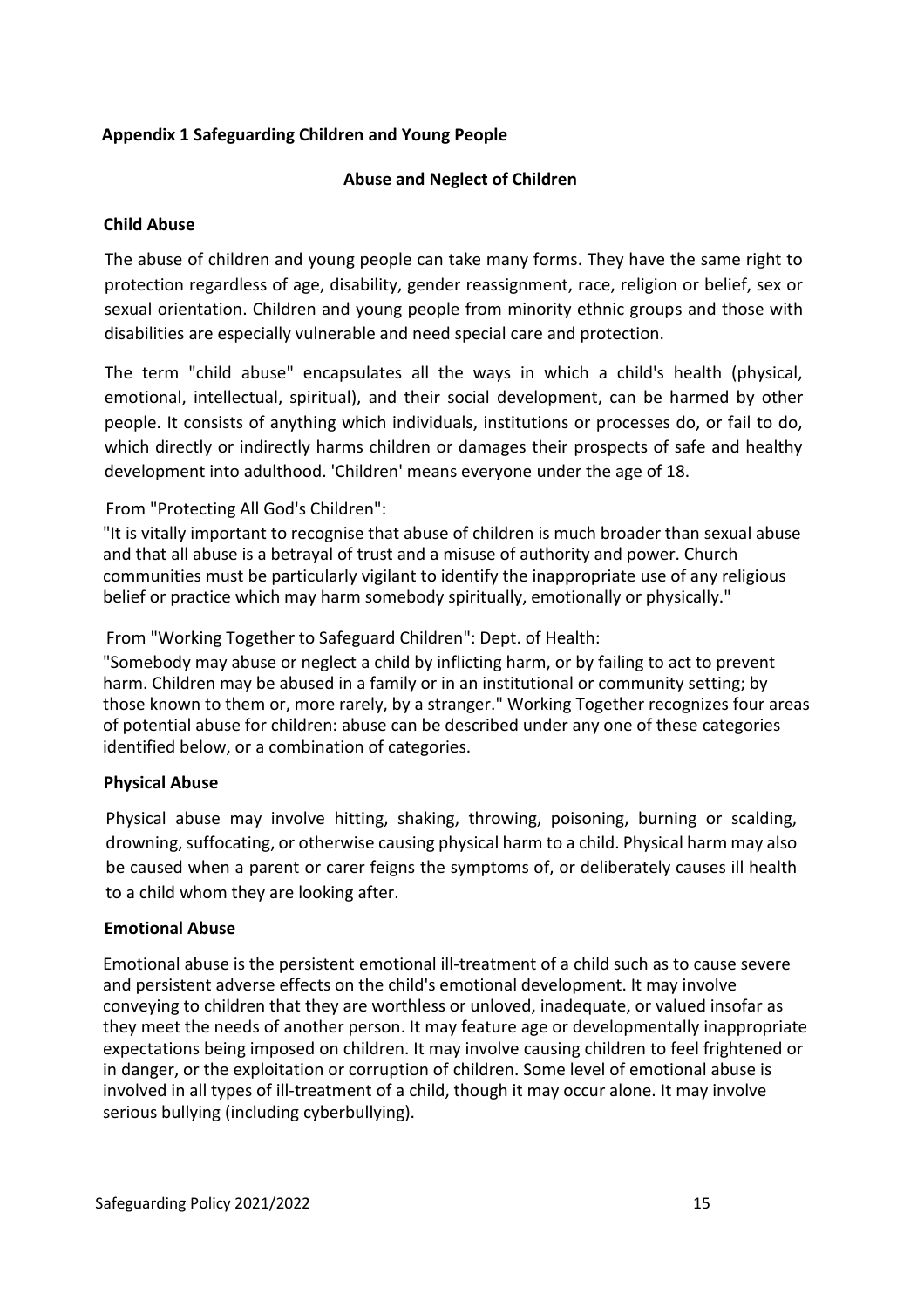**Appendix 1 Safeguarding Children and Young People**

**Abuse and Neglect of Children**

**Child Abuse**

The abuse of children and young people can take many forms. They have the same right to protection regardless of age, disability, gender reassignment, race, religion or belief, sex or sexual orientation. Children and young people from minority ethnic groups and those with disabilities are especially vulnerable and need special care and protection.

The term "child abuse" encapsulates all the ways in which a child's health (physical, emotional, intellectual, spiritual), and their social development, can be harmed by other people. It consists of anything which individuals, institutions or processes do, or fail to do, which directly or indirectly harms children or damages their prospects of safe and healthy development into adulthood. 'Children' means everyone under the age of 18.

From "Protecting All God's Children":

"It is vitally important to recognise that abuse of children is much broader than sexual abuse and that all abuse is a betrayal of trust and a misuse of authority and power. Church communities must be particularly vigilant to identify the inappropriate use of any religious belief or practice which may harm somebody spiritually, emotionally or physically."

From "Working Together to Safeguard Children": Dept. of Health:

"Somebody may abuse or neglect a child by inflicting harm, or by failing to act to prevent harm. Children may be abused in a family or in an institutional or community setting; by those known to them or, more rarely, by a stranger." Working Together recognizes four areas of potential abuse for children: abuse can be described under any one of these categories identified below, or a combination of categories.

**Physical Abuse**

Physical abuse may involve hitting, shaking, throwing, poisoning, burning or scalding, drowning, suffocating, or otherwise causing physical harm to a child. Physical harm may also be caused when a parent or carer feigns the symptoms of, or deliberately causes ill health to a child whom they are looking after.

**Emotional Abuse**

Emotional abuse is the persistent emotional ill-treatment of a child such as to cause severe and persistent adverse effects on the child's emotional development. It may involve conveying to children that they are worthless or unloved, inadequate, or valued insofar as they meet the needs of another person. It may feature age or developmentally inappropriate expectations being imposed on children. It may involve causing children to feel frightened or in danger, or the exploitation or corruption of children. Some level of emotional abuse is involved in all types of ill-treatment of a child, though it may occur alone. It may involve serious bullying (including cyberbullying).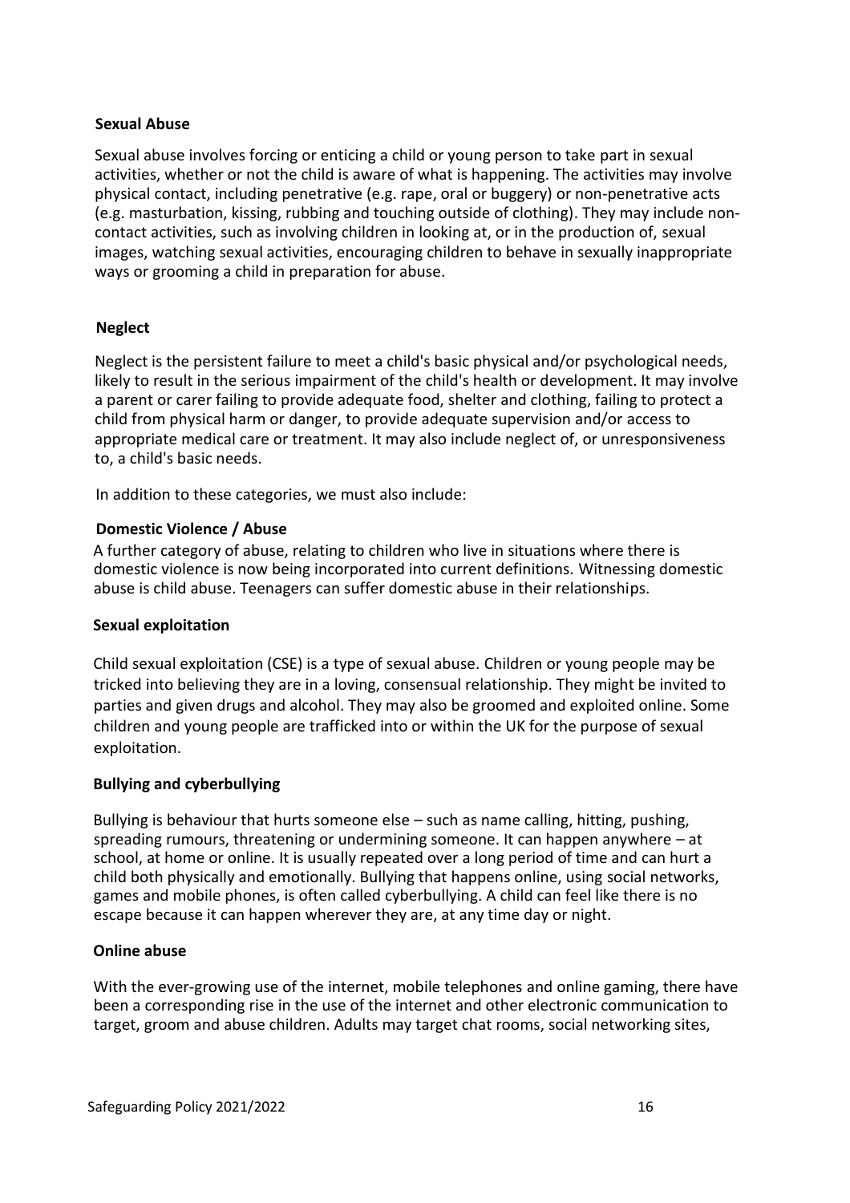**Sexual Abuse**

Sexual abuse involves forcing or enticing a child or young person to take part in sexual activities, whether or not the child is aware of what is happening. The activities may involve physical contact, including penetrative (e.g. rape, oral or buggery) or non-penetrative acts (e.g. masturbation, kissing, rubbing and touching outside of clothing). They may include non-contact activities, such as involving children in looking at, or in the production of, sexual images, watching sexual activities, encouraging children to behave in sexually inappropriate ways or grooming a child in preparation for abuse.

**Neglect**

Neglect is the persistent failure to meet a child's basic physical and/or psychological needs, likely to result in the serious impairment of the child's health or development. It may involve a parent or carer failing to provide adequate food, shelter and clothing, failing to protect a child from physical harm or danger, to provide adequate supervision and/or access to appropriate medical care or treatment. It may also include neglect of, or unresponsiveness to, a child's basic needs.

In addition to these categories, we must also include:

**Domestic Violence / Abuse**

A further category of abuse, relating to children who live in situations where there is domestic violence is now being incorporated into current definitions. Witnessing domestic abuse is child abuse. Teenagers can suffer domestic abuse in their relationships.

**Sexual exploitation**

Child sexual exploitation (CSE) is a type of sexual abuse. Children or young people may be tricked into believing they are in a loving, consensual relationship. They might be invited to parties and given drugs and alcohol. They may also be groomed and exploited online. Some children and young people are trafficked into or within the UK for the purpose of sexual exploitation.

**Bullying and cyberbullying**

Bullying is behaviour that hurts someone else – such as name calling, hitting, pushing, spreading rumours, threatening or undermining someone. It can happen anywhere – at school, at home or online. It is usually repeated over a long period of time and can hurt a child both physically and emotionally. Bullying that happens online, using social networks, games and mobile phones, is often called cyberbullying. A child can feel like there is no escape because it can happen wherever they are, at any time day or night.

**Online abuse**

With the ever-growing use of the internet, mobile telephones and online gaming, there have been a corresponding rise in the use of the internet and other electronic communication to target, groom and abuse children. Adults may target chat rooms, social networking sites,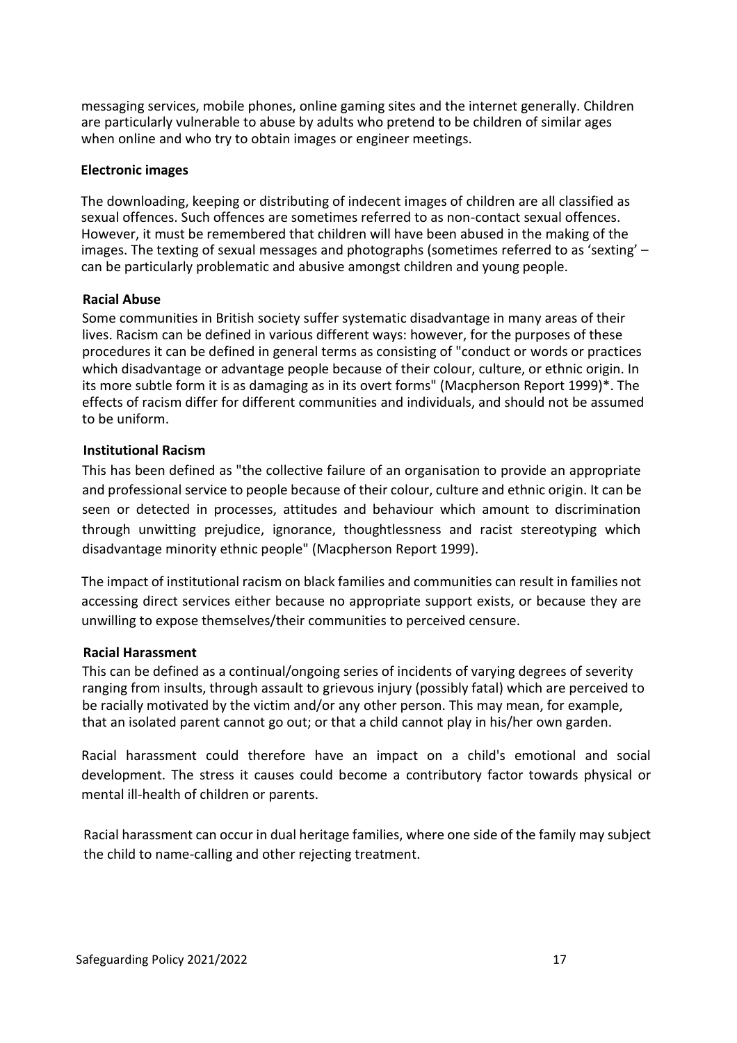messaging services, mobile phones, online gaming sites and the internet generally. Children are particularly vulnerable to abuse by adults who pretend to be children of similar ages when online and who try to obtain images or engineer meetings.

**Electronic images**

The downloading, keeping or distributing of indecent images of children are all classified as sexual offences. Such offences are sometimes referred to as non-contact sexual offences. However, it must be remembered that children will have been abused in the making of the images. The texting of sexual messages and photographs (sometimes referred to as 'sexting' – can be particularly problematic and abusive amongst children and young people.

**Racial Abuse**

Some communities in British society suffer systematic disadvantage in many areas of their lives. Racism can be defined in various different ways: however, for the purposes of these procedures it can be defined in general terms as consisting of "conduct or words or practices which disadvantage or advantage people because of their colour, culture, or ethnic origin. In its more subtle form it is as damaging as in its overt forms" (Macpherson Report 1999)*. The effects of racism differ for different communities and individuals, and should not be assumed to be uniform.

**Institutional Racism**

This has been defined as "the collective failure of an organisation to provide an appropriate and professional service to people because of their colour, culture and ethnic origin. It can be seen or detected in processes, attitudes and behaviour which amount to discrimination through unwitting prejudice, ignorance, thoughtlessness and racist stereotyping which disadvantage minority ethnic people" (Macpherson Report 1999).

The impact of institutional racism on black families and communities can result in families not accessing direct services either because no appropriate support exists, or because they are unwilling to expose themselves/their communities to perceived censure.

**Racial Harassment**

This can be defined as a continual/ongoing series of incidents of varying degrees of severity ranging from insults, through assault to grievous injury (possibly fatal) which are perceived to be racially motivated by the victim and/or any other person. This may mean, for example, that an isolated parent cannot go out; or that a child cannot play in his/her own garden.

Racial harassment could therefore have an impact on a child's emotional and social development. The stress it causes could become a contributory factor towards physical or mental ill-health of children or parents.

Racial harassment can occur in dual heritage families, where one side of the family may subject the child to name-calling and other rejecting treatment.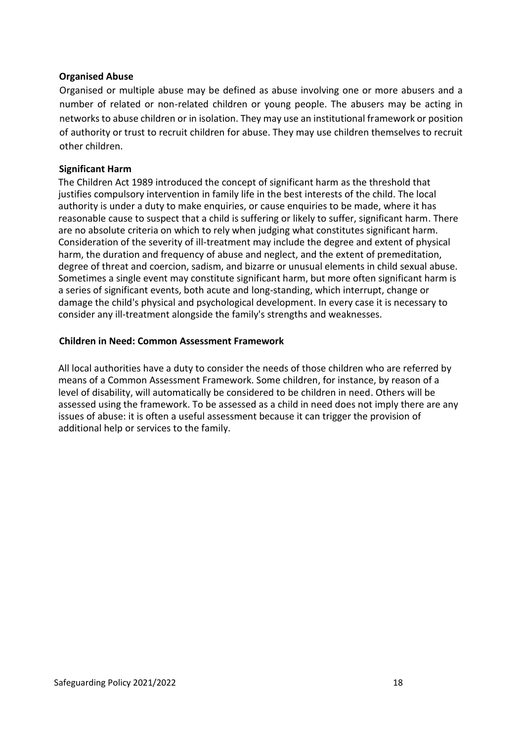**Organised Abuse**

Organised or multiple abuse may be defined as abuse involving one or more abusers and a number of related or non-related children or young people. The abusers may be acting in networks to abuse children or in isolation. They may use an institutional framework or position of authority or trust to recruit children for abuse. They may use children themselves to recruit other children.

**Significant Harm**

The Children Act 1989 introduced the concept of significant harm as the threshold that justifies compulsory intervention in family life in the best interests of the child. The local authority is under a duty to make enquiries, or cause enquiries to be made, where it has reasonable cause to suspect that a child is suffering or likely to suffer, significant harm. There are no absolute criteria on which to rely when judging what constitutes significant harm. Consideration of the severity of ill-treatment may include the degree and extent of physical harm, the duration and frequency of abuse and neglect, and the extent of premeditation, degree of threat and coercion, sadism, and bizarre or unusual elements in child sexual abuse. Sometimes a single event may constitute significant harm, but more often significant harm is a series of significant events, both acute and long-standing, which interrupt, change or damage the child's physical and psychological development. In every case it is necessary to consider any ill-treatment alongside the family's strengths and weaknesses.

**Children in Need: Common Assessment Framework**

All local authorities have a duty to consider the needs of those children who are referred by means of a Common Assessment Framework. Some children, for instance, by reason of a level of disability, will automatically be considered to be children in need. Others will be assessed using the framework. To be assessed as a child in need does not imply there are any issues of abuse: it is often a useful assessment because it can trigger the provision of additional help or services to the family.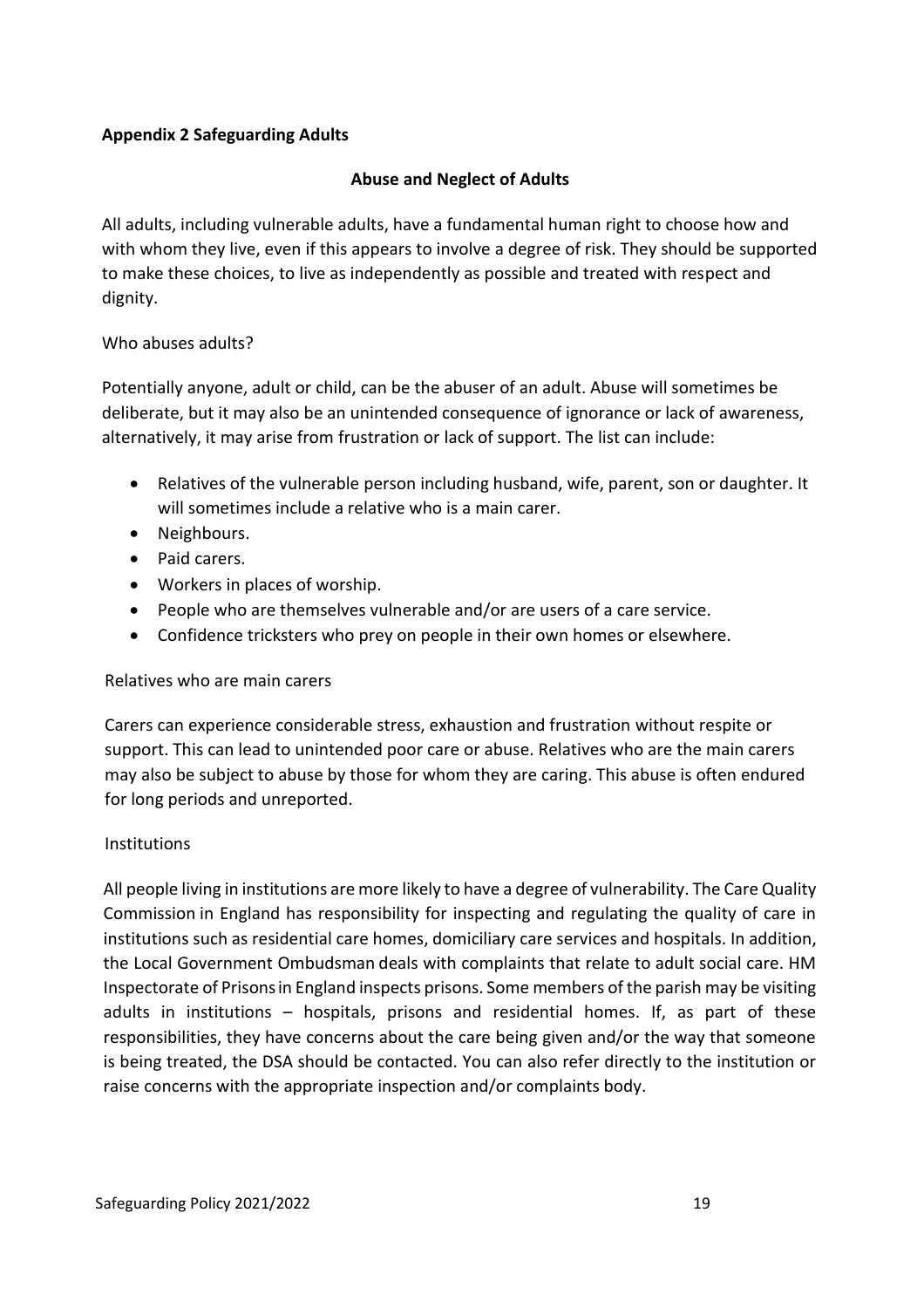## Appendix 2 Safeguarding Adults

### Abuse and Neglect of Adults

All adults, including vulnerable adults, have a fundamental human right to choose how and with whom they live, even if this appears to involve a degree of risk. They should be supported to make these choices, to live as independently as possible and treated with respect and dignity.

Who abuses adults?

Potentially anyone, adult or child, can be the abuser of an adult. Abuse will sometimes be deliberate, but it may also be an unintended consequence of ignorance or lack of awareness, alternatively, it may arise from frustration or lack of support. The list can include:

- Relatives of the vulnerable person including husband, wife, parent, son or daughter. It will sometimes include a relative who is a main carer.
- Neighbours.
- Paid carers.
- Workers in places of worship.
- People who are themselves vulnerable and/or are users of a care service.
- Confidence tricksters who prey on people in their own homes or elsewhere.

Relatives who are main carers

Carers can experience considerable stress, exhaustion and frustration without respite or support. This can lead to unintended poor care or abuse. Relatives who are the main carers may also be subject to abuse by those for whom they are caring. This abuse is often endured for long periods and unreported.

Institutions

All people living in institutions are more likely to have a degree of vulnerability. The Care Quality Commission in England has responsibility for inspecting and regulating the quality of care in institutions such as residential care homes, domiciliary care services and hospitals. In addition, the Local Government Ombudsman deals with complaints that relate to adult social care. HM Inspectorate of Prisons in England inspects prisons. Some members of the parish may be visiting adults in institutions – hospitals, prisons and residential homes. If, as part of these responsibilities, they have concerns about the care being given and/or the way that someone is being treated, the DSA should be contacted. You can also refer directly to the institution or raise concerns with the appropriate inspection and/or complaints body.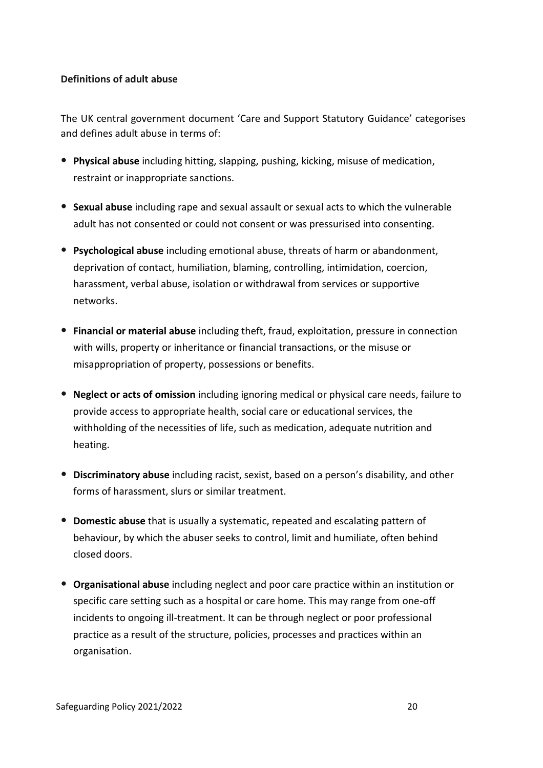**Definitions of adult abuse**

The UK central government document 'Care and Support Statutory Guidance' categorises and defines adult abuse in terms of:

- **Physical abuse** including hitting, slapping, pushing, kicking, misuse of medication, restraint or inappropriate sanctions.
- **Sexual abuse** including rape and sexual assault or sexual acts to which the vulnerable adult has not consented or could not consent or was pressurised into consenting.
- **Psychological abuse** including emotional abuse, threats of harm or abandonment, deprivation of contact, humiliation, blaming, controlling, intimidation, coercion, harassment, verbal abuse, isolation or withdrawal from services or supportive networks.
- **Financial or material abuse** including theft, fraud, exploitation, pressure in connection with wills, property or inheritance or financial transactions, or the misuse or misappropriation of property, possessions or benefits.
- **Neglect or acts of omission** including ignoring medical or physical care needs, failure to provide access to appropriate health, social care or educational services, the withholding of the necessities of life, such as medication, adequate nutrition and heating.
- **Discriminatory abuse** including racist, sexist, based on a person's disability, and other forms of harassment, slurs or similar treatment.
- **Domestic abuse** that is usually a systematic, repeated and escalating pattern of behaviour, by which the abuser seeks to control, limit and humiliate, often behind closed doors.
- **Organisational abuse** including neglect and poor care practice within an institution or specific care setting such as a hospital or care home. This may range from one-off incidents to ongoing ill-treatment. It can be through neglect or poor professional practice as a result of the structure, policies, processes and practices within an organisation.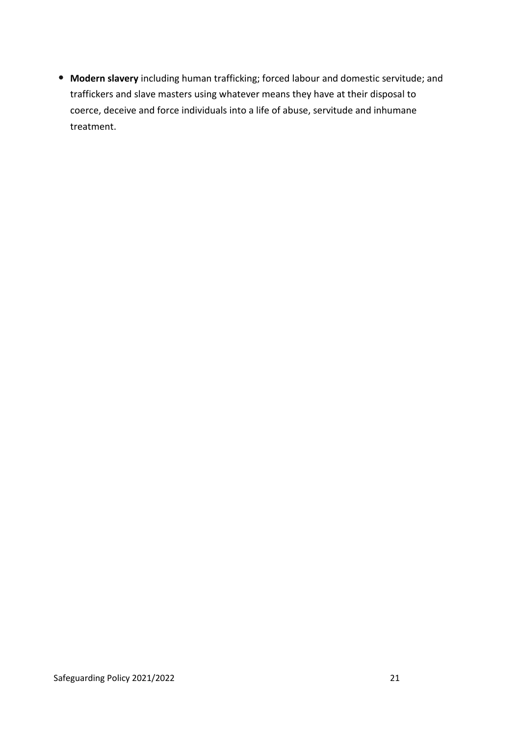- **Modern slavery** including human trafficking; forced labour and domestic servitude; and traffickers and slave masters using whatever means they have at their disposal to coerce, deceive and force individuals into a life of abuse, servitude and inhumane treatment.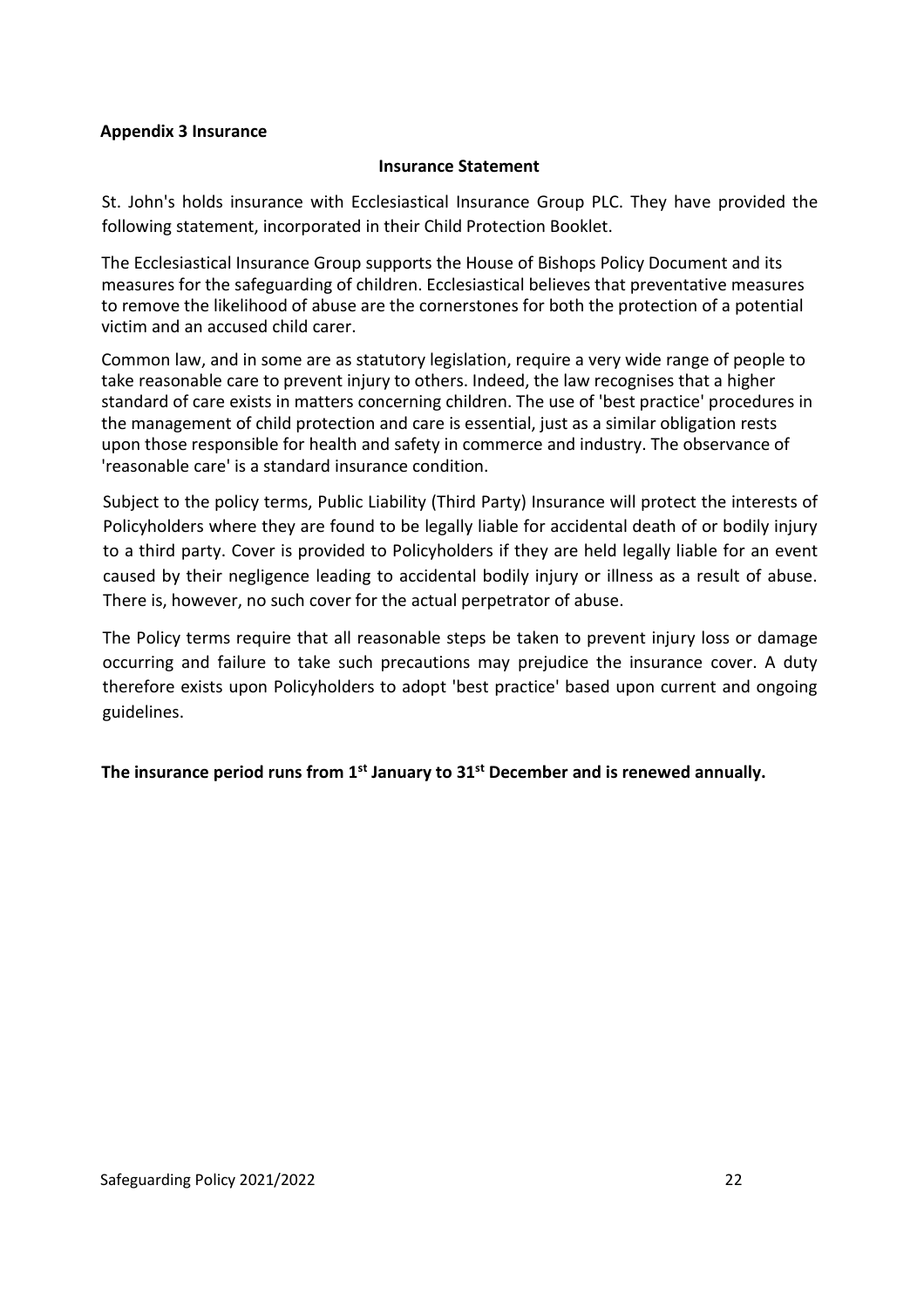**Appendix 3 Insurance**

**Insurance Statement**

St. John's holds insurance with Ecclesiastical Insurance Group PLC. They have provided the following statement, incorporated in their Child Protection Booklet.

The Ecclesiastical Insurance Group supports the House of Bishops Policy Document and its measures for the safeguarding of children. Ecclesiastical believes that preventative measures to remove the likelihood of abuse are the cornerstones for both the protection of a potential victim and an accused child carer.

Common law, and in some are as statutory legislation, require a very wide range of people to take reasonable care to prevent injury to others. Indeed, the law recognises that a higher standard of care exists in matters concerning children. The use of 'best practice' procedures in the management of child protection and care is essential, just as a similar obligation rests upon those responsible for health and safety in commerce and industry. The observance of 'reasonable care' is a standard insurance condition.

Subject to the policy terms, Public Liability (Third Party) Insurance will protect the interests of Policyholders where they are found to be legally liable for accidental death of or bodily injury to a third party. Cover is provided to Policyholders if they are held legally liable for an event caused by their negligence leading to accidental bodily injury or illness as a result of abuse. There is, however, no such cover for the actual perpetrator of abuse.

The Policy terms require that all reasonable steps be taken to prevent injury loss or damage occurring and failure to take such precautions may prejudice the insurance cover. A duty therefore exists upon Policyholders to adopt 'best practice' based upon current and ongoing guidelines.

**The insurance period runs from 1st January to 31st December and is renewed annually.**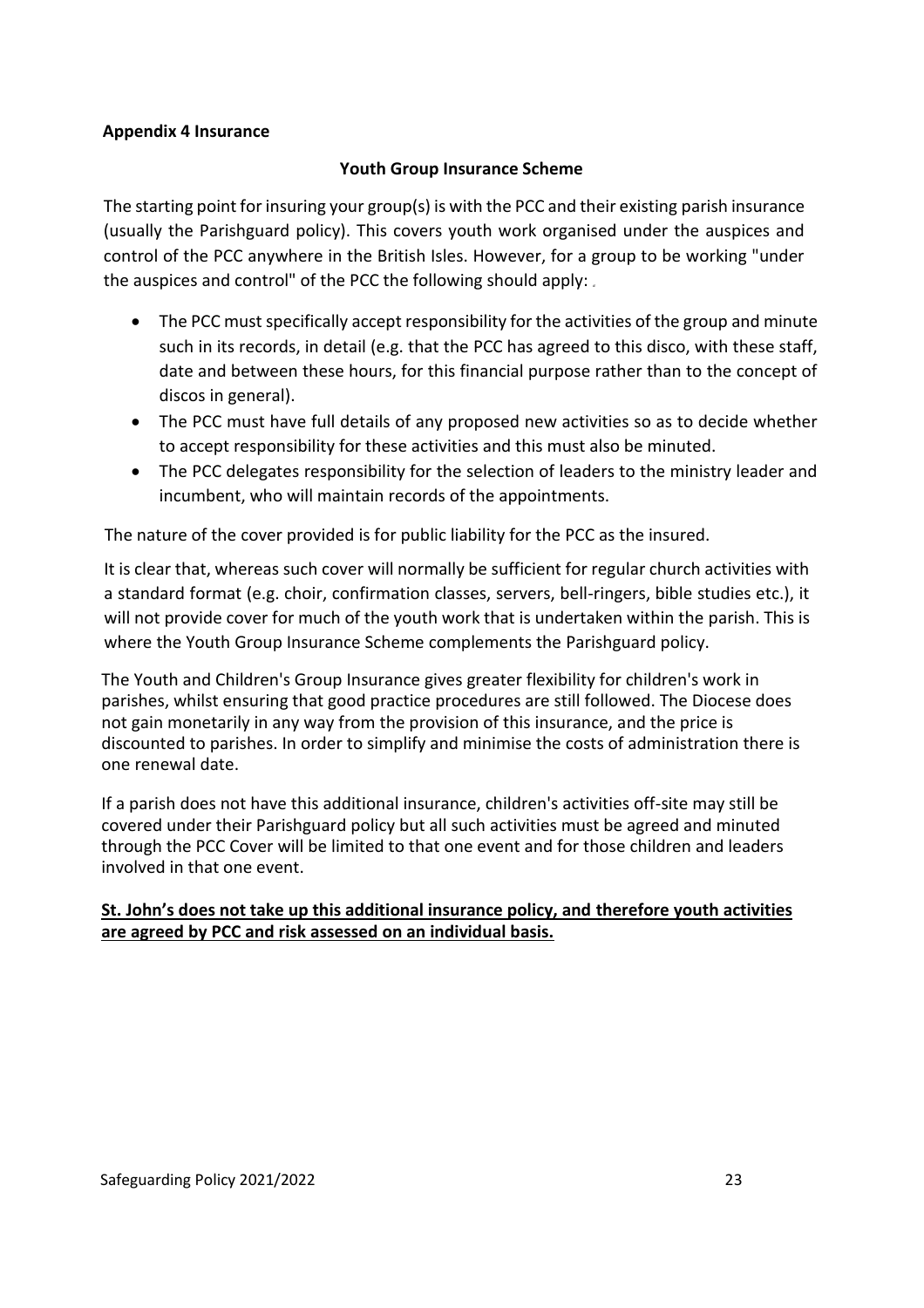**Appendix 4 Insurance**

**Youth Group Insurance Scheme**

The starting point for insuring your group(s) is with the PCC and their existing parish insurance (usually the Parishguard policy). This covers youth work organised under the auspices and control of the PCC anywhere in the British Isles. However, for a group to be working "under the auspices and control" of the PCC the following should apply:

- The PCC must specifically accept responsibility for the activities of the group and minute such in its records, in detail (e.g. that the PCC has agreed to this disco, with these staff, date and between these hours, for this financial purpose rather than to the concept of discos in general).
- The PCC must have full details of any proposed new activities so as to decide whether to accept responsibility for these activities and this must also be minuted.
- The PCC delegates responsibility for the selection of leaders to the ministry leader and incumbent, who will maintain records of the appointments.

The nature of the cover provided is for public liability for the PCC as the insured.

It is clear that, whereas such cover will normally be sufficient for regular church activities with a standard format (e.g. choir, confirmation classes, servers, bell-ringers, bible studies etc.), it will not provide cover for much of the youth work that is undertaken within the parish. This is where the Youth Group Insurance Scheme complements the Parishguard policy.

The Youth and Children's Group Insurance gives greater flexibility for children's work in parishes, whilst ensuring that good practice procedures are still followed. The Diocese does not gain monetarily in any way from the provision of this insurance, and the price is discounted to parishes. In order to simplify and minimise the costs of administration there is one renewal date.

If a parish does not have this additional insurance, children's activities off-site may still be covered under their Parishguard policy but all such activities must be agreed and minuted through the PCC Cover will be limited to that one event and for those children and leaders involved in that one event.

**St. John's does not take up this additional insurance policy, and therefore youth activities are agreed by PCC and risk assessed on an individual basis.**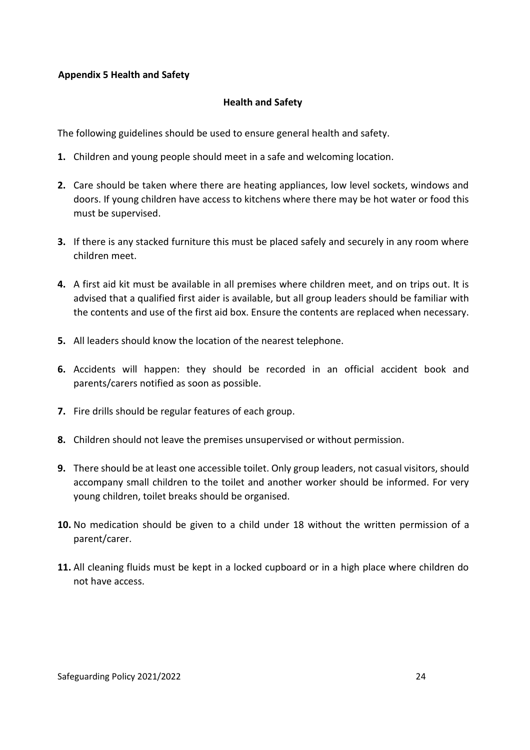**Appendix 5 Health and Safety**

## Health and Safety

The following guidelines should be used to ensure general health and safety.

1. Children and young people should meet in a safe and welcoming location.

2. Care should be taken where there are heating appliances, low level sockets, windows and doors. If young children have access to kitchens where there may be hot water or food this must be supervised.

3. If there is any stacked furniture this must be placed safely and securely in any room where children meet.

4. A first aid kit must be available in all premises where children meet, and on trips out. It is advised that a qualified first aider is available, but all group leaders should be familiar with the contents and use of the first aid box. Ensure the contents are replaced when necessary.

5. All leaders should know the location of the nearest telephone.

6. Accidents will happen: they should be recorded in an official accident book and parents/carers notified as soon as possible.

7. Fire drills should be regular features of each group.

8. Children should not leave the premises unsupervised or without permission.

9. There should be at least one accessible toilet. Only group leaders, not casual visitors, should accompany small children to the toilet and another worker should be informed. For very young children, toilet breaks should be organised.

10. No medication should be given to a child under 18 without the written permission of a parent/carer.

11. All cleaning fluids must be kept in a locked cupboard or in a high place where children do not have access.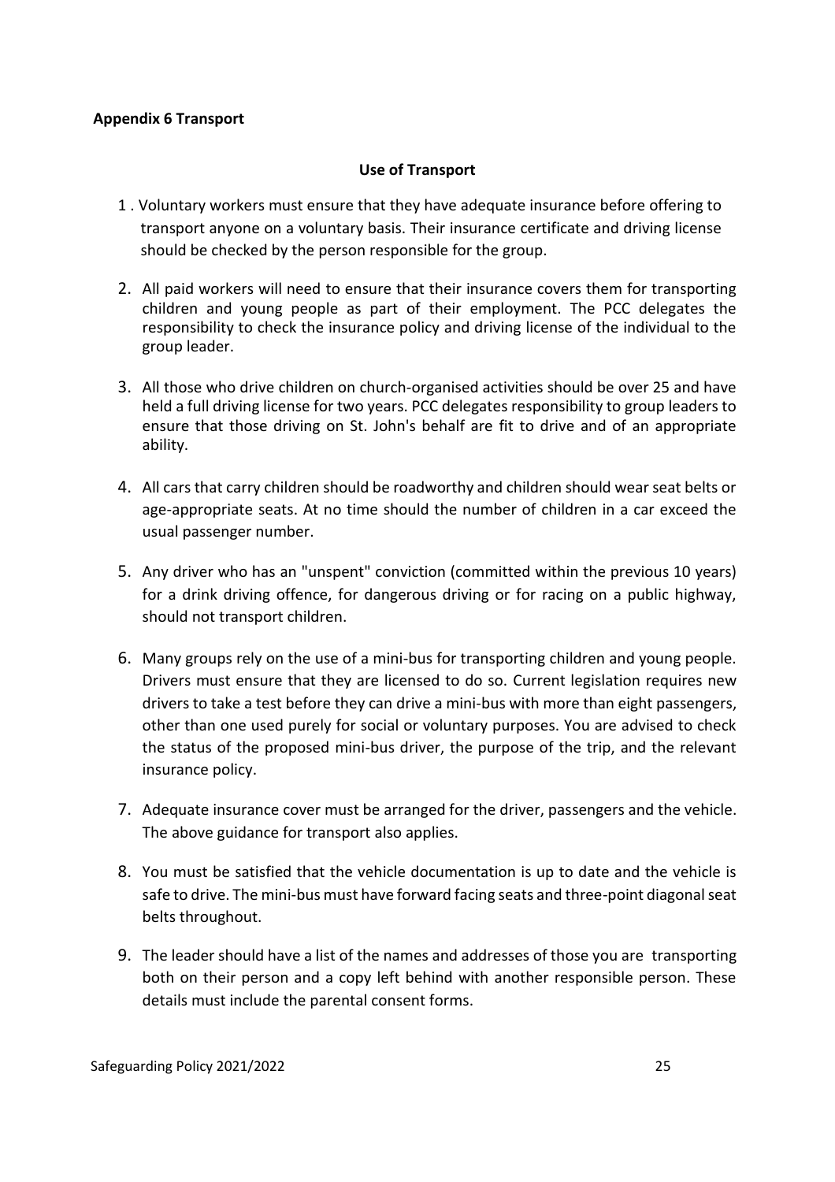**Appendix 6 Transport**

## Use of Transport

1. Voluntary workers must ensure that they have adequate insurance before offering to transport anyone on a voluntary basis. Their insurance certificate and driving license should be checked by the person responsible for the group.
2. All paid workers will need to ensure that their insurance covers them for transporting children and young people as part of their employment. The PCC delegates the responsibility to check the insurance policy and driving license of the individual to the group leader.
3. All those who drive children on church-organised activities should be over 25 and have held a full driving license for two years. PCC delegates responsibility to group leaders to ensure that those driving on St. John's behalf are fit to drive and of an appropriate ability.
4. All cars that carry children should be roadworthy and children should wear seat belts or age-appropriate seats. At no time should the number of children in a car exceed the usual passenger number.
5. Any driver who has an "unspent" conviction (committed within the previous 10 years) for a drink driving offence, for dangerous driving or for racing on a public highway, should not transport children.
6. Many groups rely on the use of a mini-bus for transporting children and young people. Drivers must ensure that they are licensed to do so. Current legislation requires new drivers to take a test before they can drive a mini-bus with more than eight passengers, other than one used purely for social or voluntary purposes. You are advised to check the status of the proposed mini-bus driver, the purpose of the trip, and the relevant insurance policy.
7. Adequate insurance cover must be arranged for the driver, passengers and the vehicle. The above guidance for transport also applies.
8. You must be satisfied that the vehicle documentation is up to date and the vehicle is safe to drive. The mini-bus must have forward facing seats and three-point diagonal seat belts throughout.
9. The leader should have a list of the names and addresses of those you are transporting both on their person and a copy left behind with another responsible person. These details must include the parental consent forms.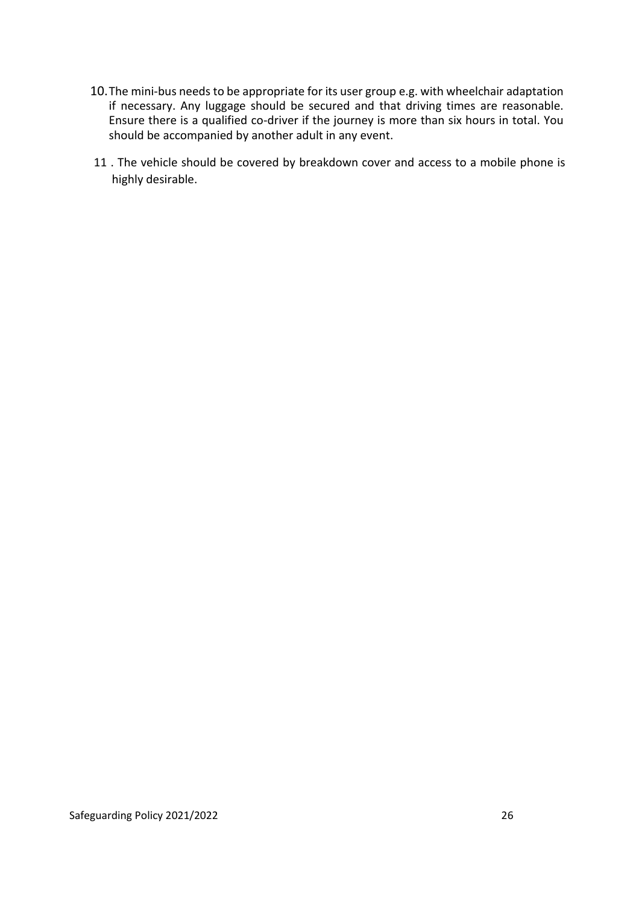10. The mini-bus needs to be appropriate for its user group e.g. with wheelchair adaptation if necessary. Any luggage should be secured and that driving times are reasonable. Ensure there is a qualified co-driver if the journey is more than six hours in total. You should be accompanied by another adult in any event.

11. The vehicle should be covered by breakdown cover and access to a mobile phone is highly desirable.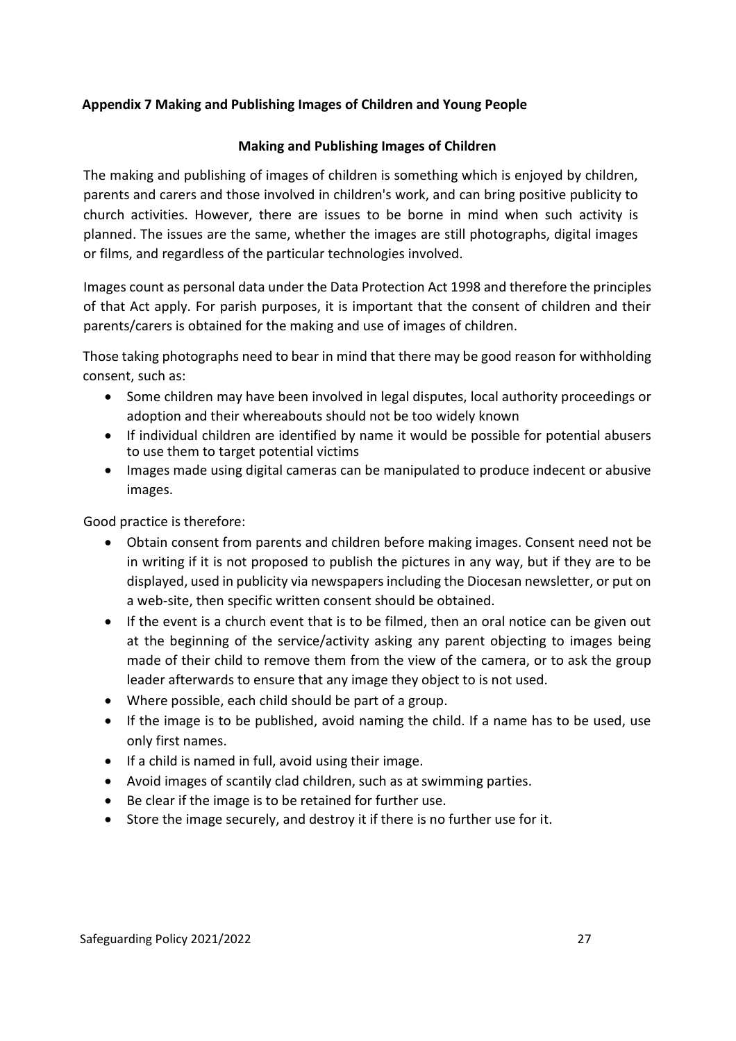## Appendix 7 Making and Publishing Images of Children and Young People

### Making and Publishing Images of Children

The making and publishing of images of children is something which is enjoyed by children, parents and carers and those involved in children's work, and can bring positive publicity to church activities. However, there are issues to be borne in mind when such activity is planned. The issues are the same, whether the images are still photographs, digital images or films, and regardless of the particular technologies involved.

Images count as personal data under the Data Protection Act 1998 and therefore the principles of that Act apply. For parish purposes, it is important that the consent of children and their parents/carers is obtained for the making and use of images of children.

Those taking photographs need to bear in mind that there may be good reason for withholding consent, such as:

- Some children may have been involved in legal disputes, local authority proceedings or adoption and their whereabouts should not be too widely known
- If individual children are identified by name it would be possible for potential abusers to use them to target potential victims
- Images made using digital cameras can be manipulated to produce indecent or abusive images.

Good practice is therefore:

- Obtain consent from parents and children before making images. Consent need not be in writing if it is not proposed to publish the pictures in any way, but if they are to be displayed, used in publicity via newspapers including the Diocesan newsletter, or put on a web-site, then specific written consent should be obtained.
- If the event is a church event that is to be filmed, then an oral notice can be given out at the beginning of the service/activity asking any parent objecting to images being made of their child to remove them from the view of the camera, or to ask the group leader afterwards to ensure that any image they object to is not used.
- Where possible, each child should be part of a group.
- If the image is to be published, avoid naming the child. If a name has to be used, use only first names.
- If a child is named in full, avoid using their image.
- Avoid images of scantily clad children, such as at swimming parties.
- Be clear if the image is to be retained for further use.
- Store the image securely, and destroy it if there is no further use for it.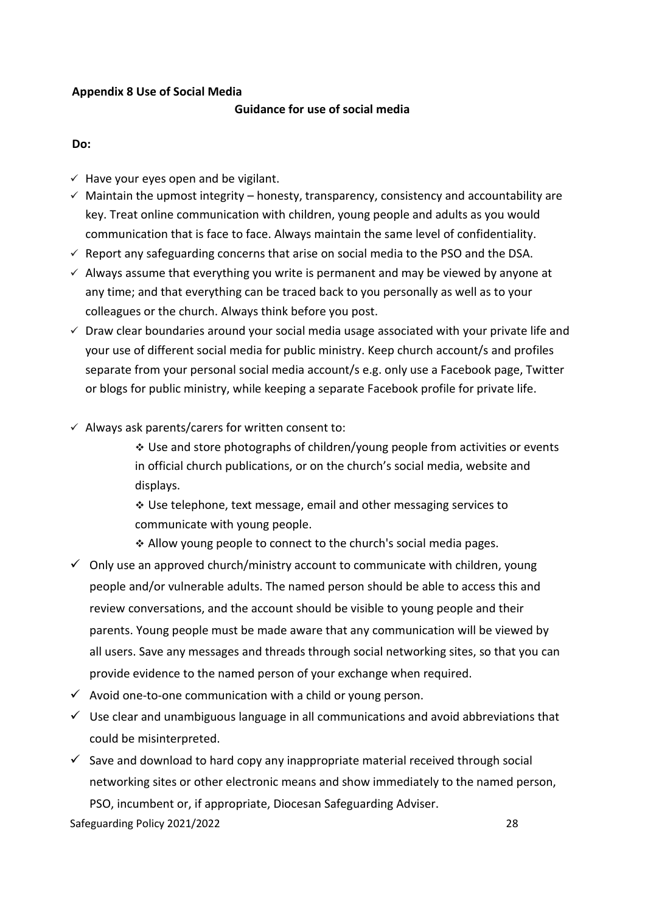## Appendix 8 Use of Social Media

### Guidance for use of social media

**Do:**

- ✓ Have your eyes open and be vigilant.
- ✓ Maintain the upmost integrity – honesty, transparency, consistency and accountability are key. Treat online communication with children, young people and adults as you would communication that is face to face. Always maintain the same level of confidentiality.
- ✓ Report any safeguarding concerns that arise on social media to the PSO and the DSA.
- ✓ Always assume that everything you write is permanent and may be viewed by anyone at any time; and that everything can be traced back to you personally as well as to your colleagues or the church. Always think before you post.
- ✓ Draw clear boundaries around your social media usage associated with your private life and your use of different social media for public ministry. Keep church account/s and profiles separate from your personal social media account/s e.g. only use a Facebook page, Twitter or blogs for public ministry, while keeping a separate Facebook profile for private life.
- ✓ Always ask parents/carers for written consent to:
  - ❖ Use and store photographs of children/young people from activities or events in official church publications, or on the church's social media, website and displays.
  - ❖ Use telephone, text message, email and other messaging services to communicate with young people.
  - ❖ Allow young people to connect to the church's social media pages.
- ✓ Only use an approved church/ministry account to communicate with children, young people and/or vulnerable adults. The named person should be able to access this and review conversations, and the account should be visible to young people and their parents. Young people must be made aware that any communication will be viewed by all users. Save any messages and threads through social networking sites, so that you can provide evidence to the named person of your exchange when required.
- ✓ Avoid one-to-one communication with a child or young person.
- ✓ Use clear and unambiguous language in all communications and avoid abbreviations that could be misinterpreted.
- ✓ Save and download to hard copy any inappropriate material received through social networking sites or other electronic means and show immediately to the named person, PSO, incumbent or, if appropriate, Diocesan Safeguarding Adviser.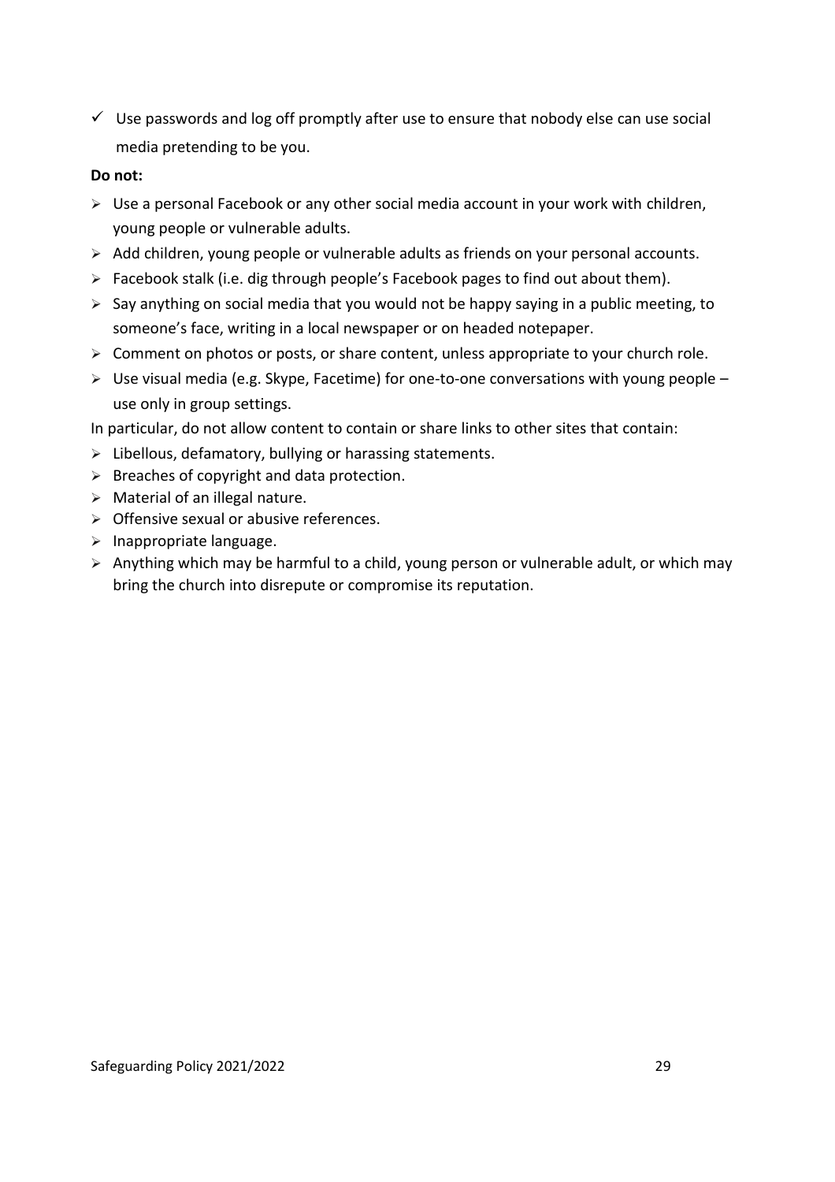- ✓ Use passwords and log off promptly after use to ensure that nobody else can use social media pretending to be you.

**Do not:**

- Use a personal Facebook or any other social media account in your work with children, young people or vulnerable adults.
- Add children, young people or vulnerable adults as friends on your personal accounts.
- Facebook stalk (i.e. dig through people's Facebook pages to find out about them).
- Say anything on social media that you would not be happy saying in a public meeting, to someone's face, writing in a local newspaper or on headed notepaper.
- Comment on photos or posts, or share content, unless appropriate to your church role.
- Use visual media (e.g. Skype, Facetime) for one-to-one conversations with young people – use only in group settings.

In particular, do not allow content to contain or share links to other sites that contain:

- Libellous, defamatory, bullying or harassing statements.
- Breaches of copyright and data protection.
- Material of an illegal nature.
- Offensive sexual or abusive references.
- Inappropriate language.
- Anything which may be harmful to a child, young person or vulnerable adult, or which may bring the church into disrepute or compromise its reputation.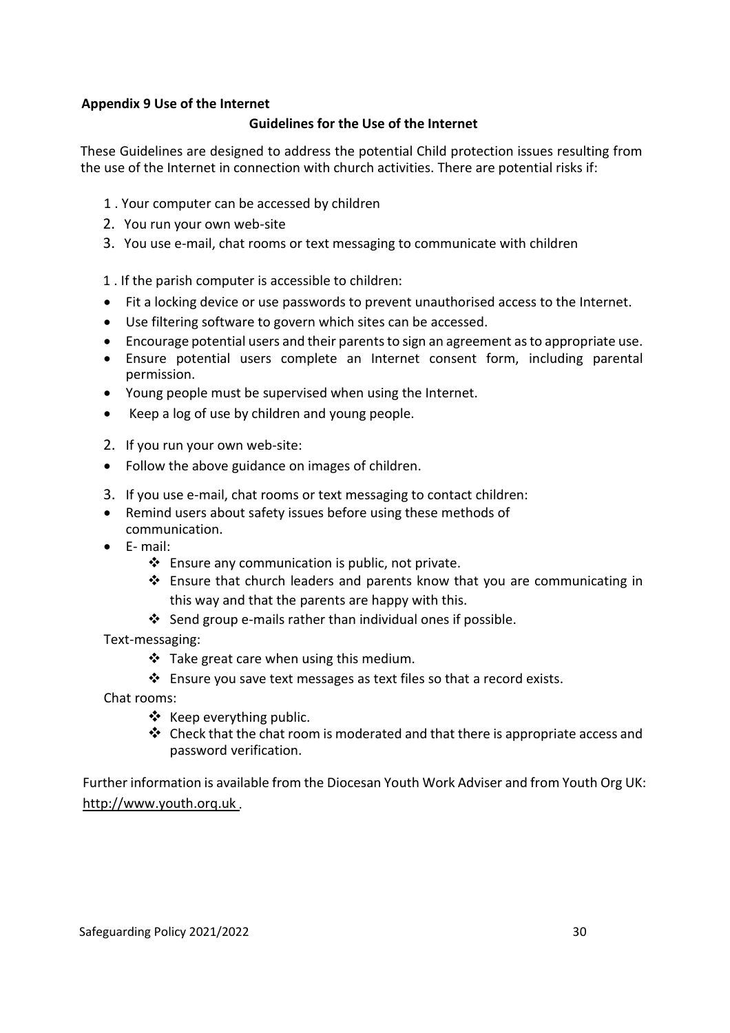**Appendix 9 Use of the Internet**

## Guidelines for the Use of the Internet

These Guidelines are designed to address the potential Child protection issues resulting from the use of the Internet in connection with church activities. There are potential risks if:

1. Your computer can be accessed by children
2. You run your own web-site
3. You use e-mail, chat rooms or text messaging to communicate with children

1 . If the parish computer is accessible to children:

- Fit a locking device or use passwords to prevent unauthorised access to the Internet.
- Use filtering software to govern which sites can be accessed.
- Encourage potential users and their parents to sign an agreement as to appropriate use.
- Ensure potential users complete an Internet consent form, including parental permission.
- Young people must be supervised when using the Internet.
- Keep a log of use by children and young people.

2. If you run your own web-site:

- Follow the above guidance on images of children.

3. If you use e-mail, chat rooms or text messaging to contact children:

- Remind users about safety issues before using these methods of communication.
- E- mail:
    - Ensure any communication is public, not private.
    - Ensure that church leaders and parents know that you are communicating in this way and that the parents are happy with this.
    - Send group e-mails rather than individual ones if possible.

Text-messaging:

- Take great care when using this medium.
- Ensure you save text messages as text files so that a record exists.

Chat rooms:

- Keep everything public.
- Check that the chat room is moderated and that there is appropriate access and password verification.

Further information is available from the Diocesan Youth Work Adviser and from Youth Org UK: http://www.youth.orq.uk .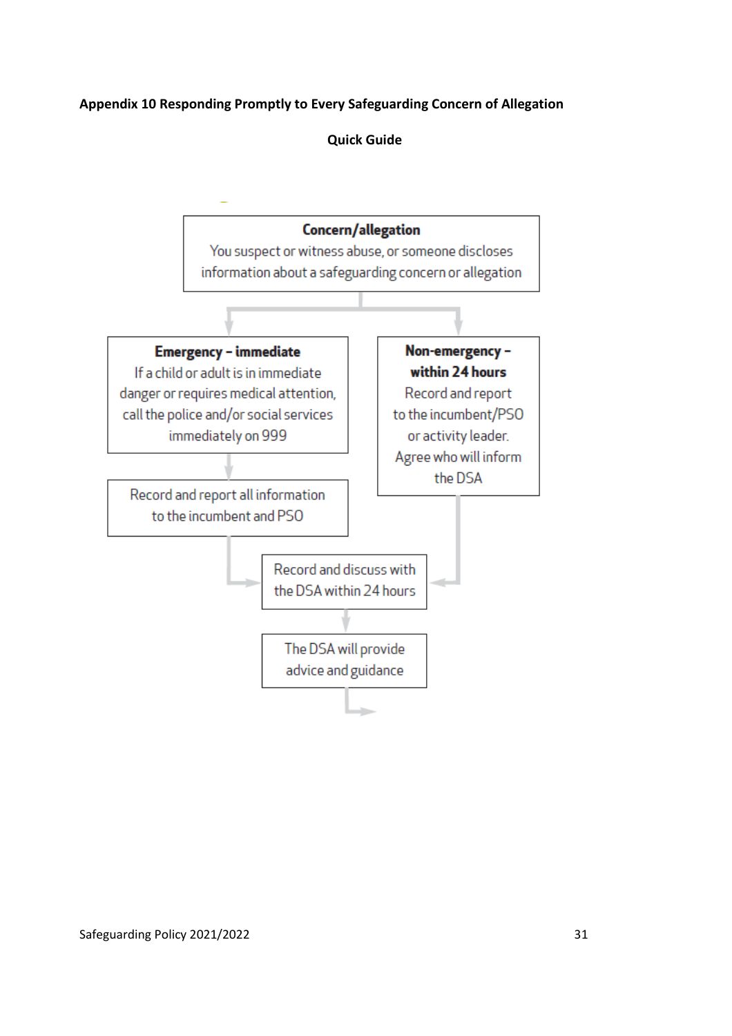**Appendix 10 Responding Promptly to Every Safeguarding Concern of Allegation**

**Quick Guide**

**Concern/allegation**
You suspect or witness abuse, or someone discloses information about a safeguarding concern or allegation

**Emergency – immediate**
If a child or adult is in immediate danger or requires medical attention, call the police and/or social services immediately on 999

Record and report all information to the incumbent and PSO

**Non-emergency – within 24 hours**
Record and report to the incumbent/PSO or activity leader. Agree who will inform the DSA

Record and discuss with the DSA within 24 hours

The DSA will provide advice and guidance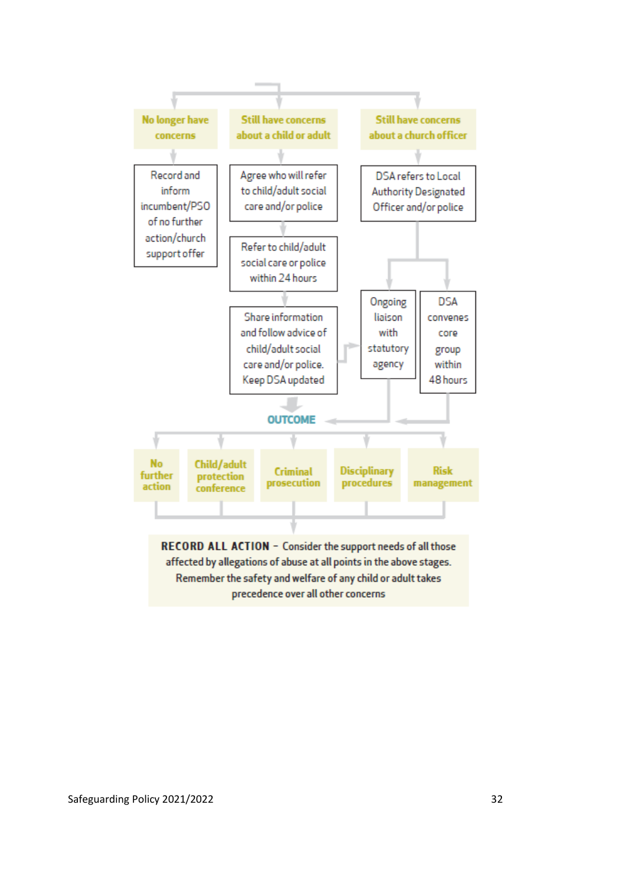**No longer have concerns**

Record and inform incumbent/PSO of no further action/church support offer

**Still have concerns about a child or adult**

Agree who will refer to child/adult social care and/or police

Refer to child/adult social care or police within 24 hours

Share information and follow advice of child/adult social care and/or police. Keep DSA updated

**Still have concerns about a church officer**

DSA refers to Local Authority Designated Officer and/or police

Ongoing liaison with statutory agency

DSA convenes core group within 48 hours

**OUTCOME**

**No further action**

**Child/adult protection conference**

**Criminal prosecution**

**Disciplinary procedures**

**Risk management**

**RECORD ALL ACTION** – Consider the support needs of all those affected by allegations of abuse at all points in the above stages. Remember the safety and welfare of any child or adult takes precedence over all other concerns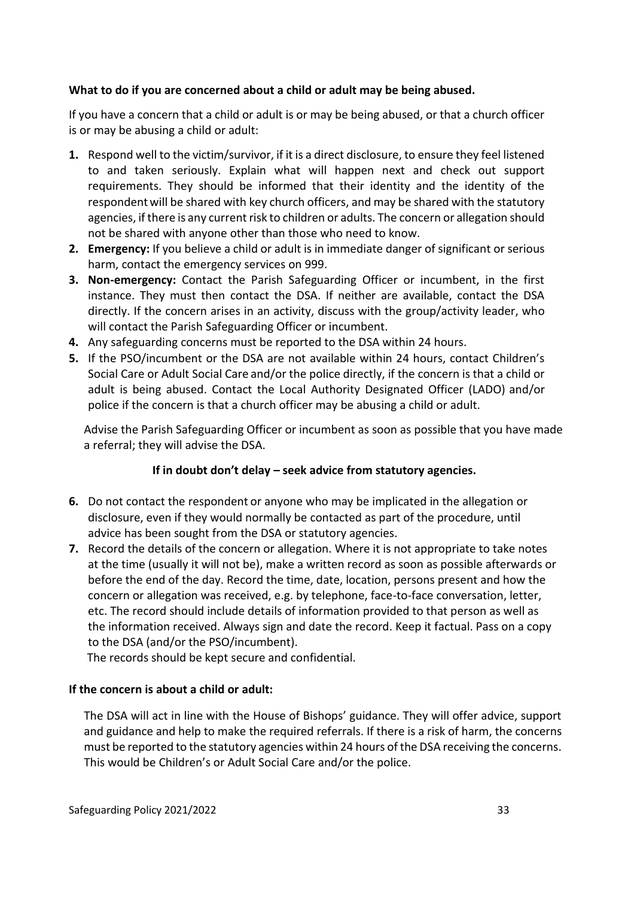**What to do if you are concerned about a child or adult may be being abused.**

If you have a concern that a child or adult is or may be being abused, or that a church officer is or may be abusing a child or adult:

1. Respond well to the victim/survivor, if it is a direct disclosure, to ensure they feel listened to and taken seriously. Explain what will happen next and check out support requirements. They should be informed that their identity and the identity of the respondent will be shared with key church officers, and may be shared with the statutory agencies, if there is any current risk to children or adults. The concern or allegation should not be shared with anyone other than those who need to know.
2. **Emergency:** If you believe a child or adult is in immediate danger of significant or serious harm, contact the emergency services on 999.
3. **Non-emergency:** Contact the Parish Safeguarding Officer or incumbent, in the first instance. They must then contact the DSA. If neither are available, contact the DSA directly. If the concern arises in an activity, discuss with the group/activity leader, who will contact the Parish Safeguarding Officer or incumbent.
4. Any safeguarding concerns must be reported to the DSA within 24 hours.
5. If the PSO/incumbent or the DSA are not available within 24 hours, contact Children's Social Care or Adult Social Care and/or the police directly, if the concern is that a child or adult is being abused. Contact the Local Authority Designated Officer (LADO) and/or police if the concern is that a church officer may be abusing a child or adult.

   Advise the Parish Safeguarding Officer or incumbent as soon as possible that you have made a referral; they will advise the DSA.

   **If in doubt don't delay – seek advice from statutory agencies.**

6. Do not contact the respondent or anyone who may be implicated in the allegation or disclosure, even if they would normally be contacted as part of the procedure, until advice has been sought from the DSA or statutory agencies.
7. Record the details of the concern or allegation. Where it is not appropriate to take notes at the time (usually it will not be), make a written record as soon as possible afterwards or before the end of the day. Record the time, date, location, persons present and how the concern or allegation was received, e.g. by telephone, face-to-face conversation, letter, etc. The record should include details of information provided to that person as well as the information received. Always sign and date the record. Keep it factual. Pass on a copy to the DSA (and/or the PSO/incumbent).

   The records should be kept secure and confidential.

**If the concern is about a child or adult:**

The DSA will act in line with the House of Bishops' guidance. They will offer advice, support and guidance and help to make the required referrals. If there is a risk of harm, the concerns must be reported to the statutory agencies within 24 hours of the DSA receiving the concerns. This would be Children's or Adult Social Care and/or the police.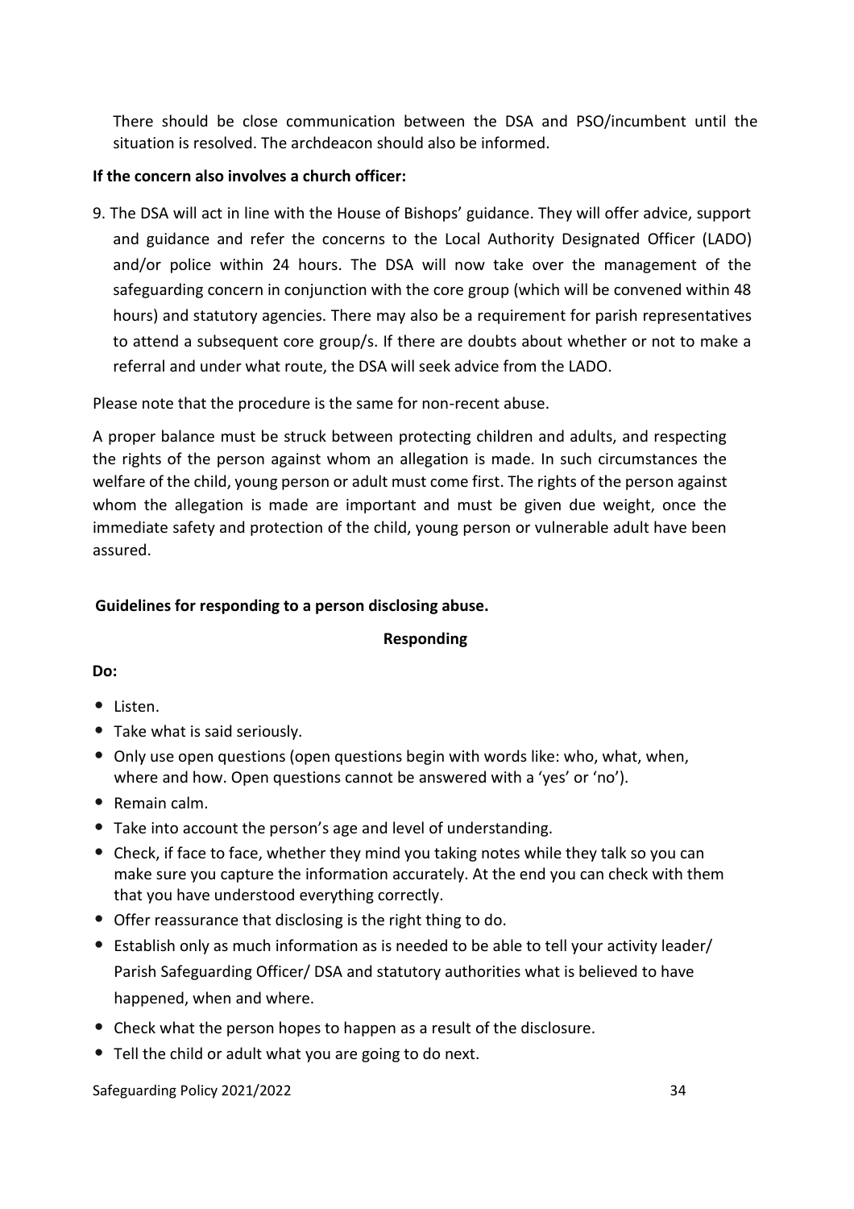There should be close communication between the DSA and PSO/incumbent until the situation is resolved. The archdeacon should also be informed.

**If the concern also involves a church officer:**

9. The DSA will act in line with the House of Bishops' guidance. They will offer advice, support and guidance and refer the concerns to the Local Authority Designated Officer (LADO) and/or police within 24 hours. The DSA will now take over the management of the safeguarding concern in conjunction with the core group (which will be convened within 48 hours) and statutory agencies. There may also be a requirement for parish representatives to attend a subsequent core group/s. If there are doubts about whether or not to make a referral and under what route, the DSA will seek advice from the LADO.

Please note that the procedure is the same for non-recent abuse.

A proper balance must be struck between protecting children and adults, and respecting the rights of the person against whom an allegation is made. In such circumstances the welfare of the child, young person or adult must come first. The rights of the person against whom the allegation is made are important and must be given due weight, once the immediate safety and protection of the child, young person or vulnerable adult have been assured.

**Guidelines for responding to a person disclosing abuse.**

**Responding**

**Do:**

- Listen.
- Take what is said seriously.
- Only use open questions (open questions begin with words like: who, what, when, where and how. Open questions cannot be answered with a 'yes' or 'no').
- Remain calm.
- Take into account the person's age and level of understanding.
- Check, if face to face, whether they mind you taking notes while they talk so you can make sure you capture the information accurately. At the end you can check with them that you have understood everything correctly.
- Offer reassurance that disclosing is the right thing to do.
- Establish only as much information as is needed to be able to tell your activity leader/ Parish Safeguarding Officer/ DSA and statutory authorities what is believed to have happened, when and where.
- Check what the person hopes to happen as a result of the disclosure.
- Tell the child or adult what you are going to do next.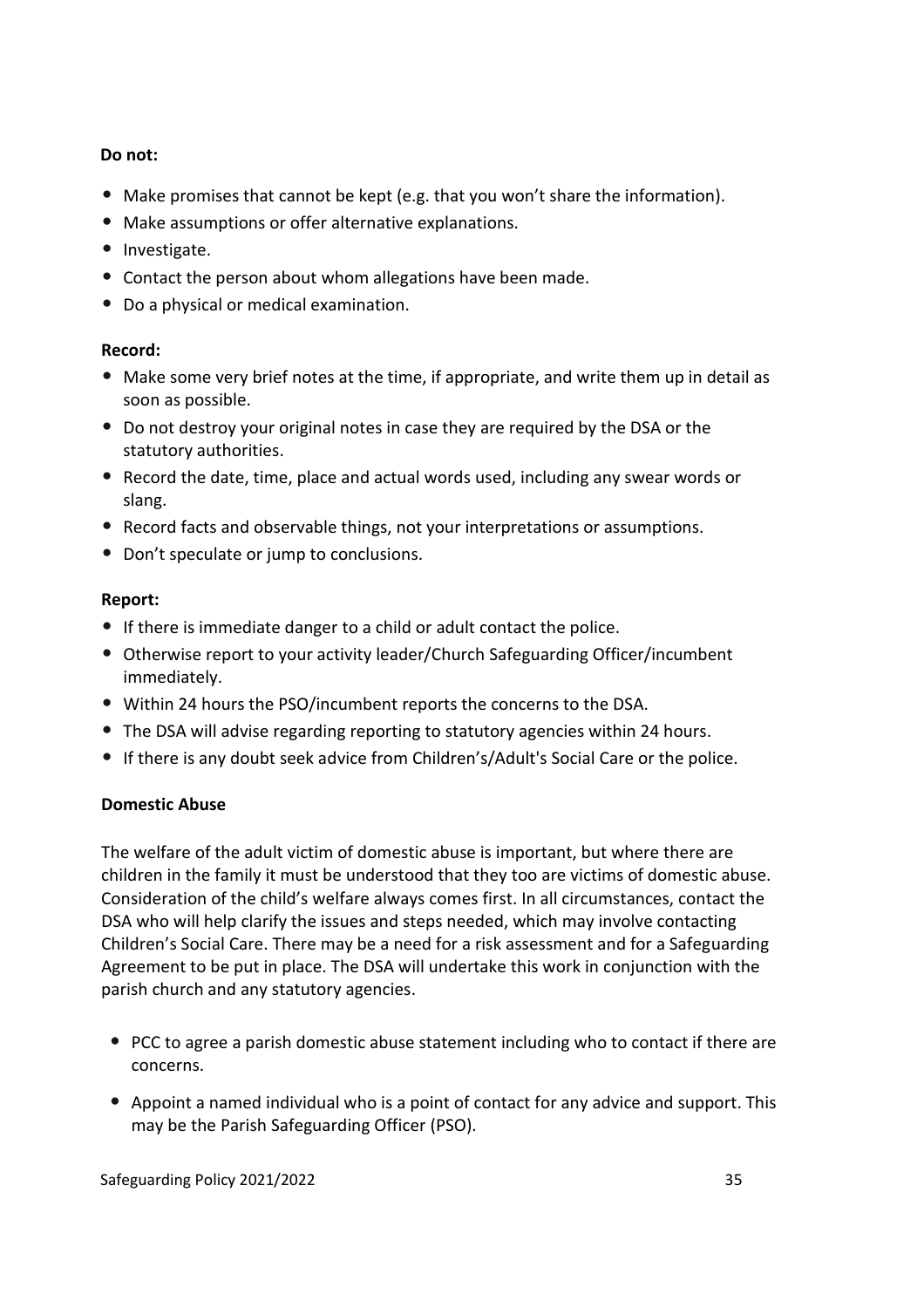**Do not:**

- Make promises that cannot be kept (e.g. that you won't share the information).
- Make assumptions or offer alternative explanations.
- Investigate.
- Contact the person about whom allegations have been made.
- Do a physical or medical examination.

**Record:**

- Make some very brief notes at the time, if appropriate, and write them up in detail as soon as possible.
- Do not destroy your original notes in case they are required by the DSA or the statutory authorities.
- Record the date, time, place and actual words used, including any swear words or slang.
- Record facts and observable things, not your interpretations or assumptions.
- Don't speculate or jump to conclusions.

**Report:**

- If there is immediate danger to a child or adult contact the police.
- Otherwise report to your activity leader/Church Safeguarding Officer/incumbent immediately.
- Within 24 hours the PSO/incumbent reports the concerns to the DSA.
- The DSA will advise regarding reporting to statutory agencies within 24 hours.
- If there is any doubt seek advice from Children's/Adult's Social Care or the police.

**Domestic Abuse**

The welfare of the adult victim of domestic abuse is important, but where there are children in the family it must be understood that they too are victims of domestic abuse. Consideration of the child's welfare always comes first. In all circumstances, contact the DSA who will help clarify the issues and steps needed, which may involve contacting Children's Social Care. There may be a need for a risk assessment and for a Safeguarding Agreement to be put in place. The DSA will undertake this work in conjunction with the parish church and any statutory agencies.

- PCC to agree a parish domestic abuse statement including who to contact if there are concerns.
- Appoint a named individual who is a point of contact for any advice and support. This may be the Parish Safeguarding Officer (PSO).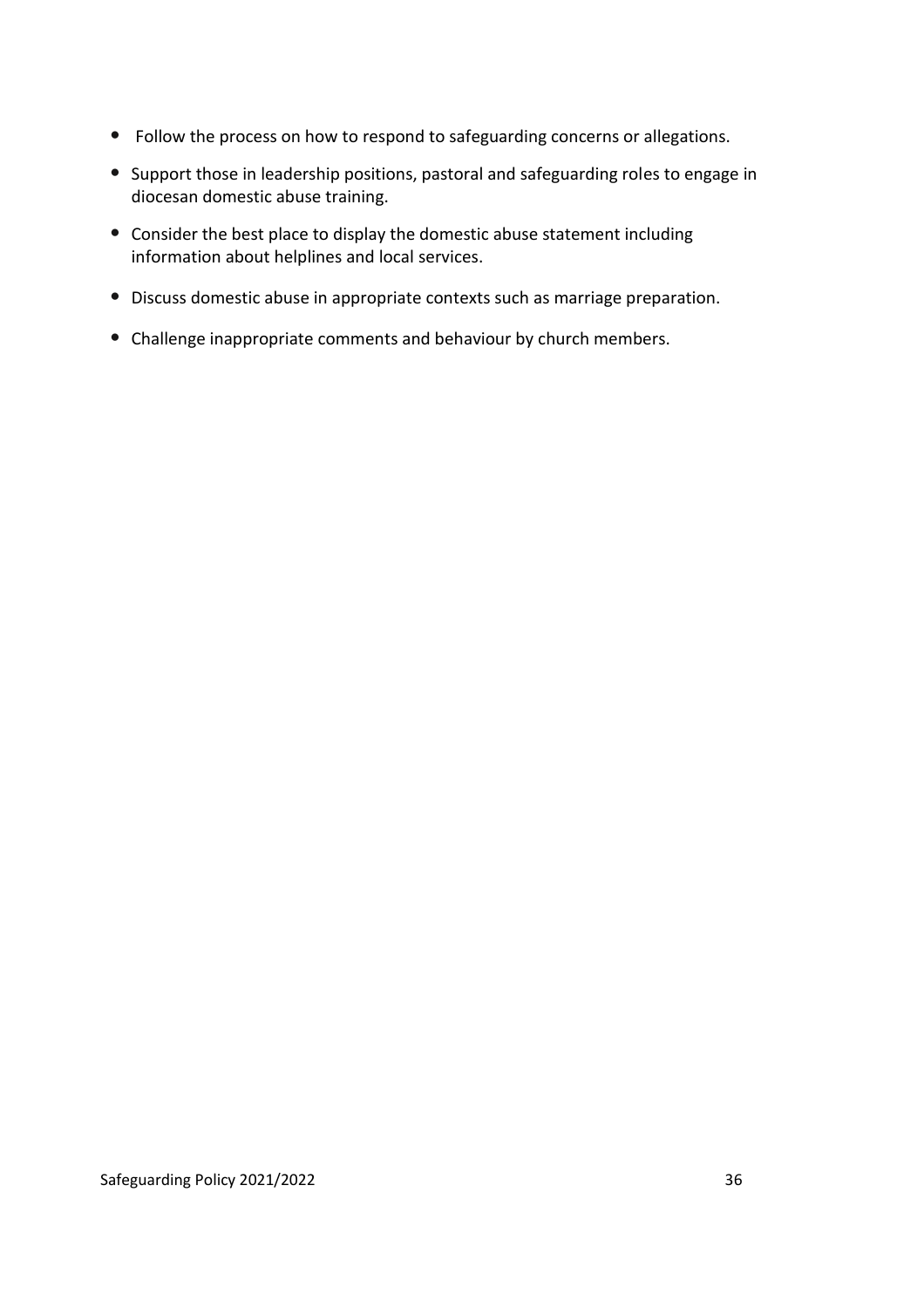- Follow the process on how to respond to safeguarding concerns or allegations.
- Support those in leadership positions, pastoral and safeguarding roles to engage in diocesan domestic abuse training.
- Consider the best place to display the domestic abuse statement including information about helplines and local services.
- Discuss domestic abuse in appropriate contexts such as marriage preparation.
- Challenge inappropriate comments and behaviour by church members.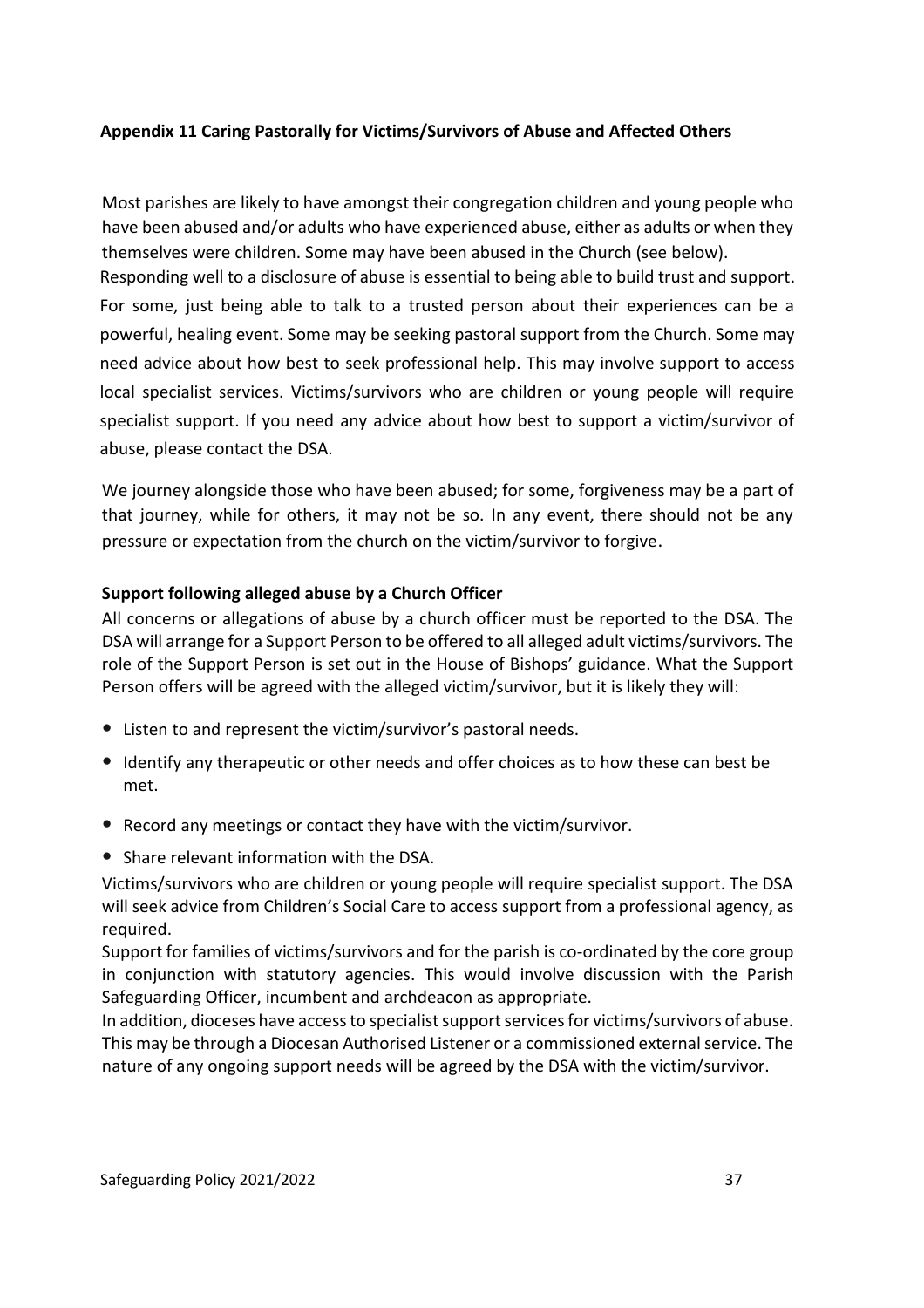**Appendix 11 Caring Pastorally for Victims/Survivors of Abuse and Affected Others**

Most parishes are likely to have amongst their congregation children and young people who have been abused and/or adults who have experienced abuse, either as adults or when they themselves were children. Some may have been abused in the Church (see below). Responding well to a disclosure of abuse is essential to being able to build trust and support. For some, just being able to talk to a trusted person about their experiences can be a powerful, healing event. Some may be seeking pastoral support from the Church. Some may need advice about how best to seek professional help. This may involve support to access local specialist services. Victims/survivors who are children or young people will require specialist support. If you need any advice about how best to support a victim/survivor of abuse, please contact the DSA.

We journey alongside those who have been abused; for some, forgiveness may be a part of that journey, while for others, it may not be so. In any event, there should not be any pressure or expectation from the church on the victim/survivor to forgive.

**Support following alleged abuse by a Church Officer**

All concerns or allegations of abuse by a church officer must be reported to the DSA. The DSA will arrange for a Support Person to be offered to all alleged adult victims/survivors. The role of the Support Person is set out in the House of Bishops' guidance. What the Support Person offers will be agreed with the alleged victim/survivor, but it is likely they will:

- Listen to and represent the victim/survivor's pastoral needs.
- Identify any therapeutic or other needs and offer choices as to how these can best be met.
- Record any meetings or contact they have with the victim/survivor.
- Share relevant information with the DSA.

Victims/survivors who are children or young people will require specialist support. The DSA will seek advice from Children's Social Care to access support from a professional agency, as required.

Support for families of victims/survivors and for the parish is co-ordinated by the core group in conjunction with statutory agencies. This would involve discussion with the Parish Safeguarding Officer, incumbent and archdeacon as appropriate.

In addition, dioceses have access to specialist support services for victims/survivors of abuse. This may be through a Diocesan Authorised Listener or a commissioned external service. The nature of any ongoing support needs will be agreed by the DSA with the victim/survivor.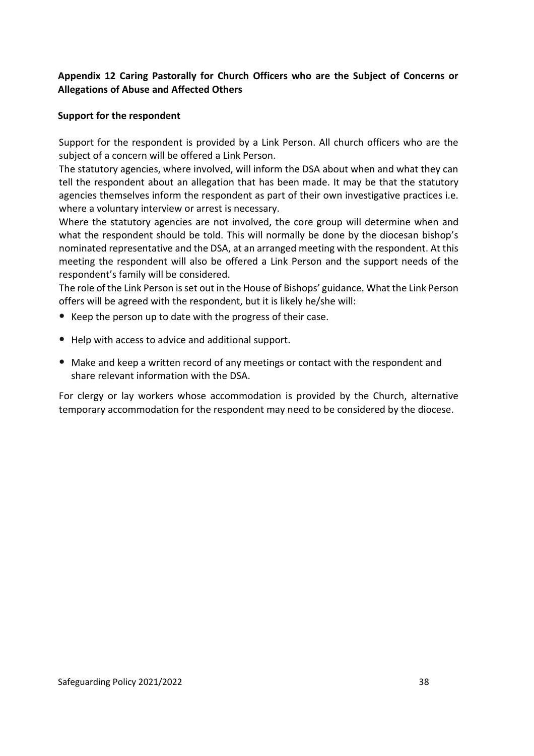## Appendix 12 Caring Pastorally for Church Officers who are the Subject of Concerns or Allegations of Abuse and Affected Others

### Support for the respondent

Support for the respondent is provided by a Link Person. All church officers who are the subject of a concern will be offered a Link Person.

The statutory agencies, where involved, will inform the DSA about when and what they can tell the respondent about an allegation that has been made. It may be that the statutory agencies themselves inform the respondent as part of their own investigative practices i.e. where a voluntary interview or arrest is necessary.

Where the statutory agencies are not involved, the core group will determine when and what the respondent should be told. This will normally be done by the diocesan bishop's nominated representative and the DSA, at an arranged meeting with the respondent. At this meeting the respondent will also be offered a Link Person and the support needs of the respondent's family will be considered.

The role of the Link Person is set out in the House of Bishops' guidance. What the Link Person offers will be agreed with the respondent, but it is likely he/she will:

- Keep the person up to date with the progress of their case.
- Help with access to advice and additional support.
- Make and keep a written record of any meetings or contact with the respondent and share relevant information with the DSA.

For clergy or lay workers whose accommodation is provided by the Church, alternative temporary accommodation for the respondent may need to be considered by the diocese.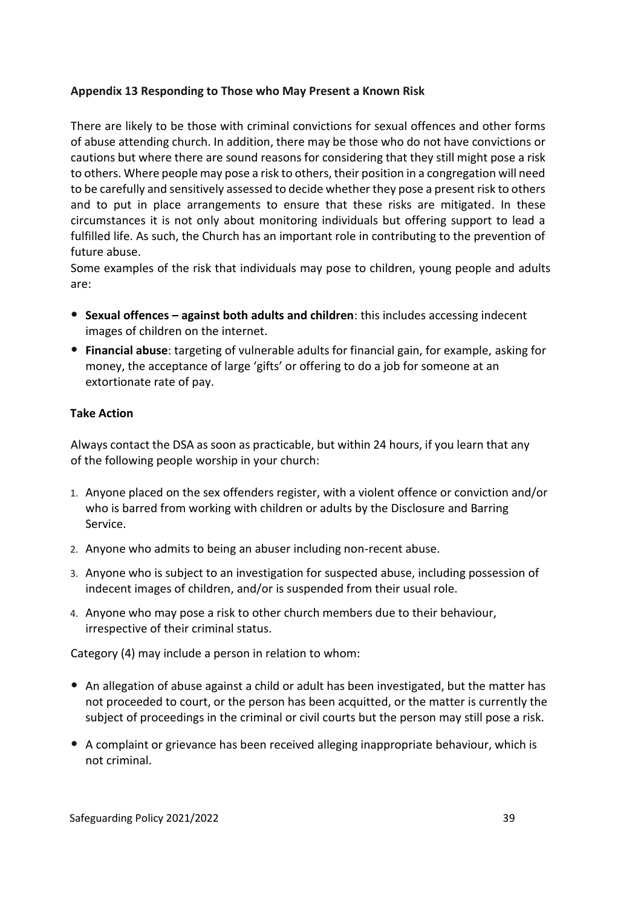## Appendix 13 Responding to Those who May Present a Known Risk

There are likely to be those with criminal convictions for sexual offences and other forms of abuse attending church. In addition, there may be those who do not have convictions or cautions but where there are sound reasons for considering that they still might pose a risk to others. Where people may pose a risk to others, their position in a congregation will need to be carefully and sensitively assessed to decide whether they pose a present risk to others and to put in place arrangements to ensure that these risks are mitigated. In these circumstances it is not only about monitoring individuals but offering support to lead a fulfilled life. As such, the Church has an important role in contributing to the prevention of future abuse.

Some examples of the risk that individuals may pose to children, young people and adults are:

- **Sexual offences – against both adults and children**: this includes accessing indecent images of children on the internet.
- **Financial abuse**: targeting of vulnerable adults for financial gain, for example, asking for money, the acceptance of large 'gifts' or offering to do a job for someone at an extortionate rate of pay.

### Take Action

Always contact the DSA as soon as practicable, but within 24 hours, if you learn that any of the following people worship in your church:

1. Anyone placed on the sex offenders register, with a violent offence or conviction and/or who is barred from working with children or adults by the Disclosure and Barring Service.
2. Anyone who admits to being an abuser including non-recent abuse.
3. Anyone who is subject to an investigation for suspected abuse, including possession of indecent images of children, and/or is suspended from their usual role.
4. Anyone who may pose a risk to other church members due to their behaviour, irrespective of their criminal status.

Category (4) may include a person in relation to whom:

- An allegation of abuse against a child or adult has been investigated, but the matter has not proceeded to court, or the person has been acquitted, or the matter is currently the subject of proceedings in the criminal or civil courts but the person may still pose a risk.
- A complaint or grievance has been received alleging inappropriate behaviour, which is not criminal.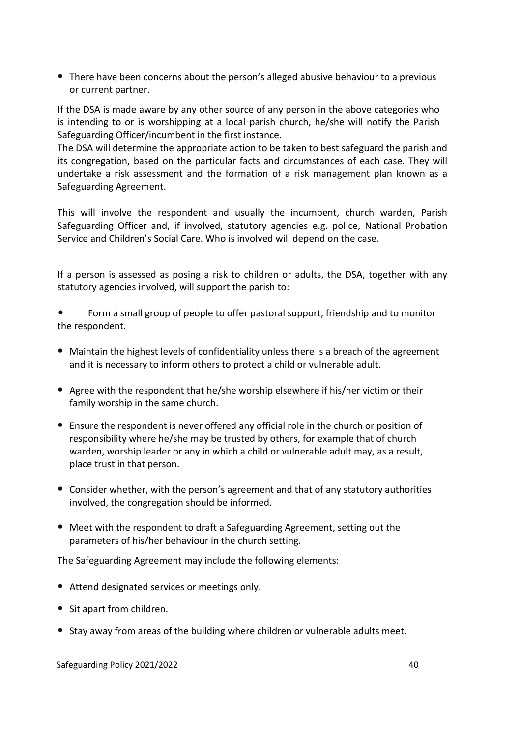- There have been concerns about the person's alleged abusive behaviour to a previous or current partner.

If the DSA is made aware by any other source of any person in the above categories who is intending to or is worshipping at a local parish church, he/she will notify the Parish Safeguarding Officer/incumbent in the first instance.

The DSA will determine the appropriate action to be taken to best safeguard the parish and its congregation, based on the particular facts and circumstances of each case. They will undertake a risk assessment and the formation of a risk management plan known as a Safeguarding Agreement.

This will involve the respondent and usually the incumbent, church warden, Parish Safeguarding Officer and, if involved, statutory agencies e.g. police, National Probation Service and Children's Social Care. Who is involved will depend on the case.

If a person is assessed as posing a risk to children or adults, the DSA, together with any statutory agencies involved, will support the parish to:

- Form a small group of people to offer pastoral support, friendship and to monitor the respondent.
- Maintain the highest levels of confidentiality unless there is a breach of the agreement and it is necessary to inform others to protect a child or vulnerable adult.
- Agree with the respondent that he/she worship elsewhere if his/her victim or their family worship in the same church.
- Ensure the respondent is never offered any official role in the church or position of responsibility where he/she may be trusted by others, for example that of church warden, worship leader or any in which a child or vulnerable adult may, as a result, place trust in that person.
- Consider whether, with the person's agreement and that of any statutory authorities involved, the congregation should be informed.
- Meet with the respondent to draft a Safeguarding Agreement, setting out the parameters of his/her behaviour in the church setting.

The Safeguarding Agreement may include the following elements:

- Attend designated services or meetings only.
- Sit apart from children.
- Stay away from areas of the building where children or vulnerable adults meet.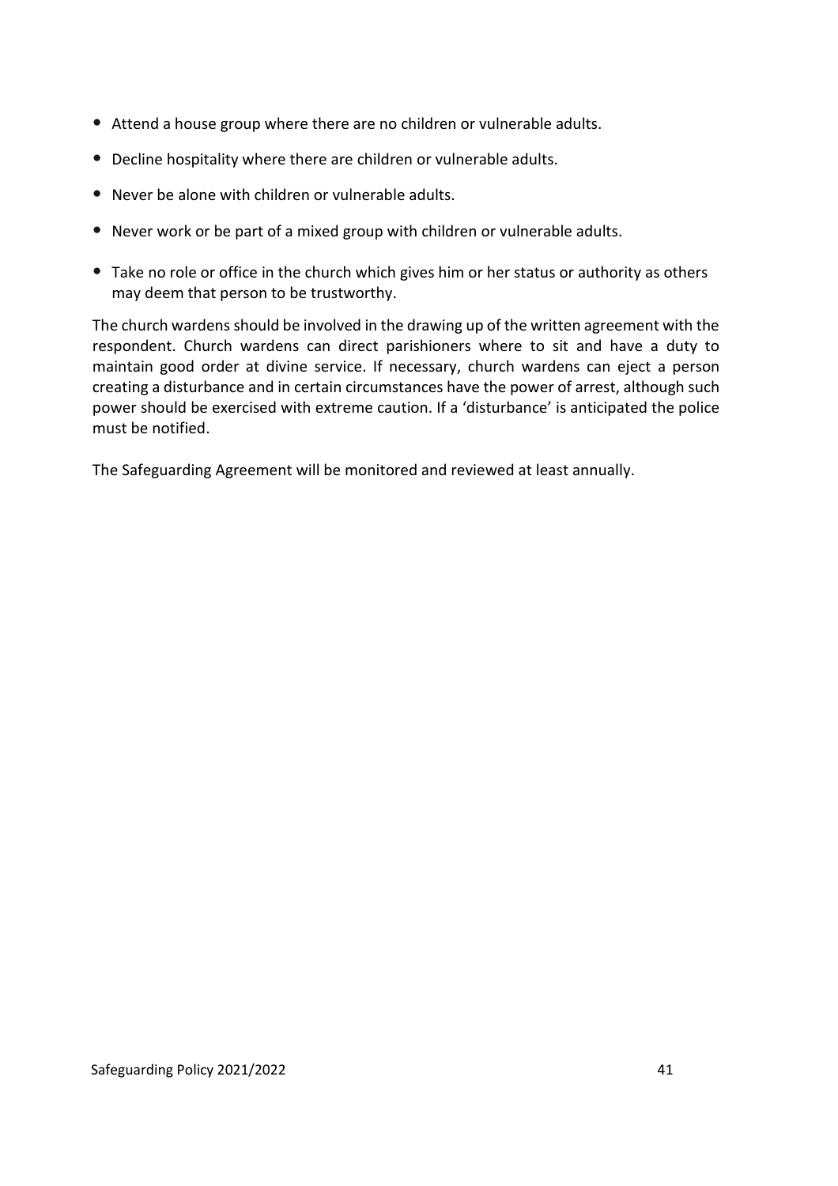- Attend a house group where there are no children or vulnerable adults.
- Decline hospitality where there are children or vulnerable adults.
- Never be alone with children or vulnerable adults.
- Never work or be part of a mixed group with children or vulnerable adults.
- Take no role or office in the church which gives him or her status or authority as others may deem that person to be trustworthy.

The church wardens should be involved in the drawing up of the written agreement with the respondent. Church wardens can direct parishioners where to sit and have a duty to maintain good order at divine service. If necessary, church wardens can eject a person creating a disturbance and in certain circumstances have the power of arrest, although such power should be exercised with extreme caution. If a 'disturbance' is anticipated the police must be notified.

The Safeguarding Agreement will be monitored and reviewed at least annually.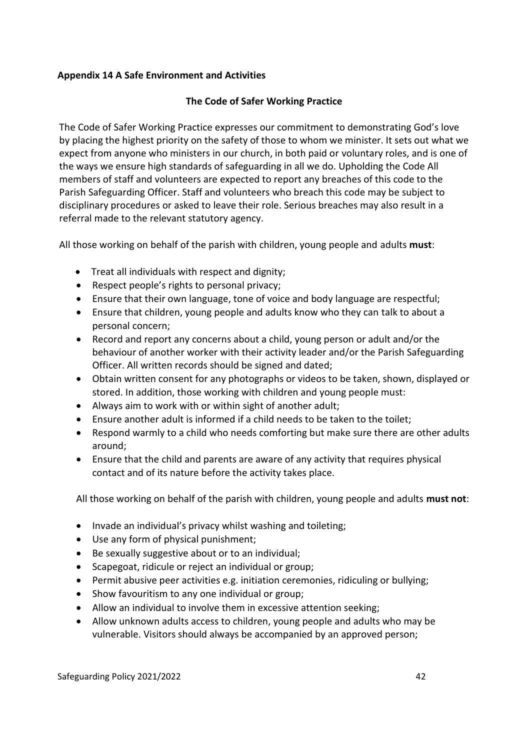**Appendix 14 A Safe Environment and Activities**

**The Code of Safer Working Practice**

The Code of Safer Working Practice expresses our commitment to demonstrating God's love by placing the highest priority on the safety of those to whom we minister. It sets out what we expect from anyone who ministers in our church, in both paid or voluntary roles, and is one of the ways we ensure high standards of safeguarding in all we do. Upholding the Code All members of staff and volunteers are expected to report any breaches of this code to the Parish Safeguarding Officer. Staff and volunteers who breach this code may be subject to disciplinary procedures or asked to leave their role. Serious breaches may also result in a referral made to the relevant statutory agency.

All those working on behalf of the parish with children, young people and adults **must**:

- Treat all individuals with respect and dignity;
- Respect people's rights to personal privacy;
- Ensure that their own language, tone of voice and body language are respectful;
- Ensure that children, young people and adults know who they can talk to about a personal concern;
- Record and report any concerns about a child, young person or adult and/or the behaviour of another worker with their activity leader and/or the Parish Safeguarding Officer. All written records should be signed and dated;
- Obtain written consent for any photographs or videos to be taken, shown, displayed or stored. In addition, those working with children and young people must:
- Always aim to work with or within sight of another adult;
- Ensure another adult is informed if a child needs to be taken to the toilet;
- Respond warmly to a child who needs comforting but make sure there are other adults around;
- Ensure that the child and parents are aware of any activity that requires physical contact and of its nature before the activity takes place.

All those working on behalf of the parish with children, young people and adults **must not**:

- Invade an individual's privacy whilst washing and toileting;
- Use any form of physical punishment;
- Be sexually suggestive about or to an individual;
- Scapegoat, ridicule or reject an individual or group;
- Permit abusive peer activities e.g. initiation ceremonies, ridiculing or bullying;
- Show favouritism to any one individual or group;
- Allow an individual to involve them in excessive attention seeking;
- Allow unknown adults access to children, young people and adults who may be vulnerable. Visitors should always be accompanied by an approved person;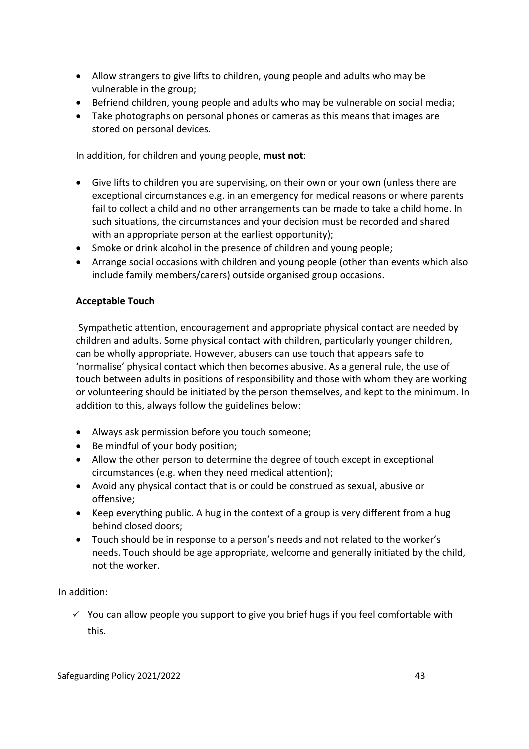- Allow strangers to give lifts to children, young people and adults who may be vulnerable in the group;
- Befriend children, young people and adults who may be vulnerable on social media;
- Take photographs on personal phones or cameras as this means that images are stored on personal devices.

In addition, for children and young people, **must not**:

- Give lifts to children you are supervising, on their own or your own (unless there are exceptional circumstances e.g. in an emergency for medical reasons or where parents fail to collect a child and no other arrangements can be made to take a child home. In such situations, the circumstances and your decision must be recorded and shared with an appropriate person at the earliest opportunity);
- Smoke or drink alcohol in the presence of children and young people;
- Arrange social occasions with children and young people (other than events which also include family members/carers) outside organised group occasions.

**Acceptable Touch**

Sympathetic attention, encouragement and appropriate physical contact are needed by children and adults. Some physical contact with children, particularly younger children, can be wholly appropriate. However, abusers can use touch that appears safe to 'normalise' physical contact which then becomes abusive. As a general rule, the use of touch between adults in positions of responsibility and those with whom they are working or volunteering should be initiated by the person themselves, and kept to the minimum. In addition to this, always follow the guidelines below:

- Always ask permission before you touch someone;
- Be mindful of your body position;
- Allow the other person to determine the degree of touch except in exceptional circumstances (e.g. when they need medical attention);
- Avoid any physical contact that is or could be construed as sexual, abusive or offensive;
- Keep everything public. A hug in the context of a group is very different from a hug behind closed doors;
- Touch should be in response to a person's needs and not related to the worker's needs. Touch should be age appropriate, welcome and generally initiated by the child, not the worker.

In addition:

- ✓ You can allow people you support to give you brief hugs if you feel comfortable with this.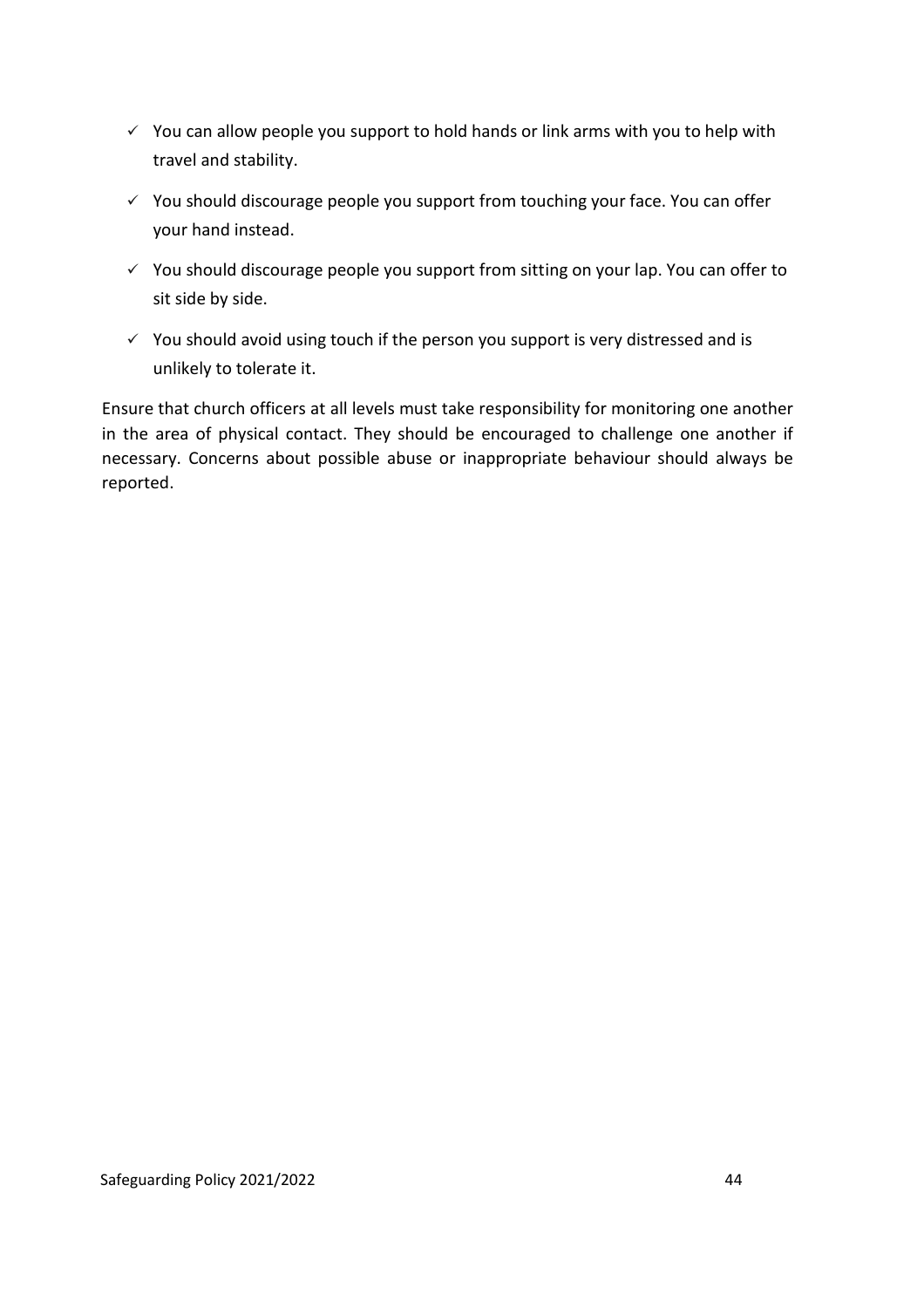- ✓ You can allow people you support to hold hands or link arms with you to help with travel and stability.
- ✓ You should discourage people you support from touching your face. You can offer your hand instead.
- ✓ You should discourage people you support from sitting on your lap. You can offer to sit side by side.
- ✓ You should avoid using touch if the person you support is very distressed and is unlikely to tolerate it.

Ensure that church officers at all levels must take responsibility for monitoring one another in the area of physical contact. They should be encouraged to challenge one another if necessary. Concerns about possible abuse or inappropriate behaviour should always be reported.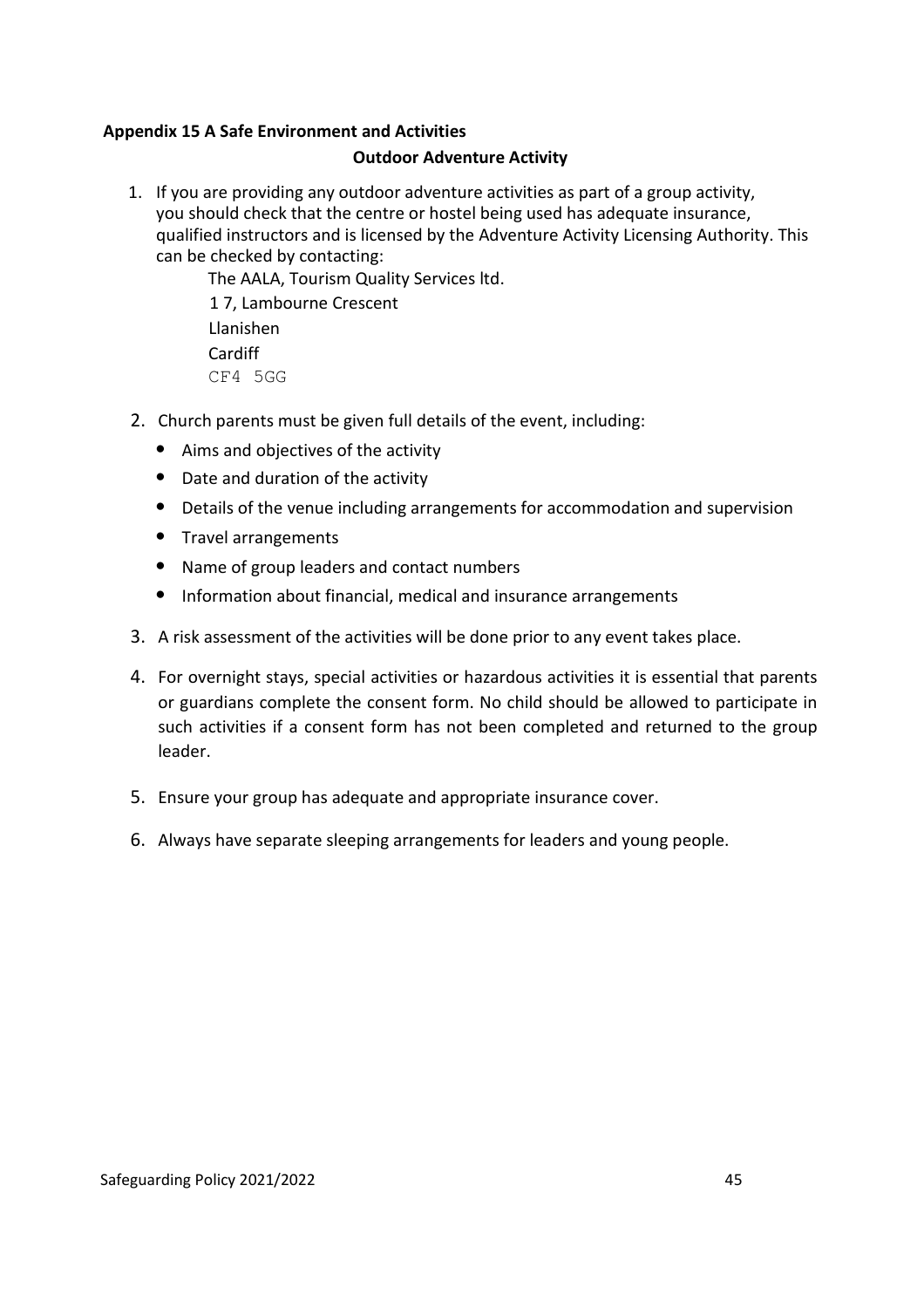**Appendix 15 A Safe Environment and Activities**

**Outdoor Adventure Activity**

1. If you are providing any outdoor adventure activities as part of a group activity, you should check that the centre or hostel being used has adequate insurance, qualified instructors and is licensed by the Adventure Activity Licensing Authority. This can be checked by contacting:

   The AALA, Tourism Quality Services ltd.  
   1 7, Lambourne Crescent  
   Llanishen  
   Cardiff  
   CF4 5GG

2. Church parents must be given full details of the event, including:
   - Aims and objectives of the activity
   - Date and duration of the activity
   - Details of the venue including arrangements for accommodation and supervision
   - Travel arrangements
   - Name of group leaders and contact numbers
   - Information about financial, medical and insurance arrangements

3. A risk assessment of the activities will be done prior to any event takes place.

4. For overnight stays, special activities or hazardous activities it is essential that parents or guardians complete the consent form. No child should be allowed to participate in such activities if a consent form has not been completed and returned to the group leader.

5. Ensure your group has adequate and appropriate insurance cover.

6. Always have separate sleeping arrangements for leaders and young people.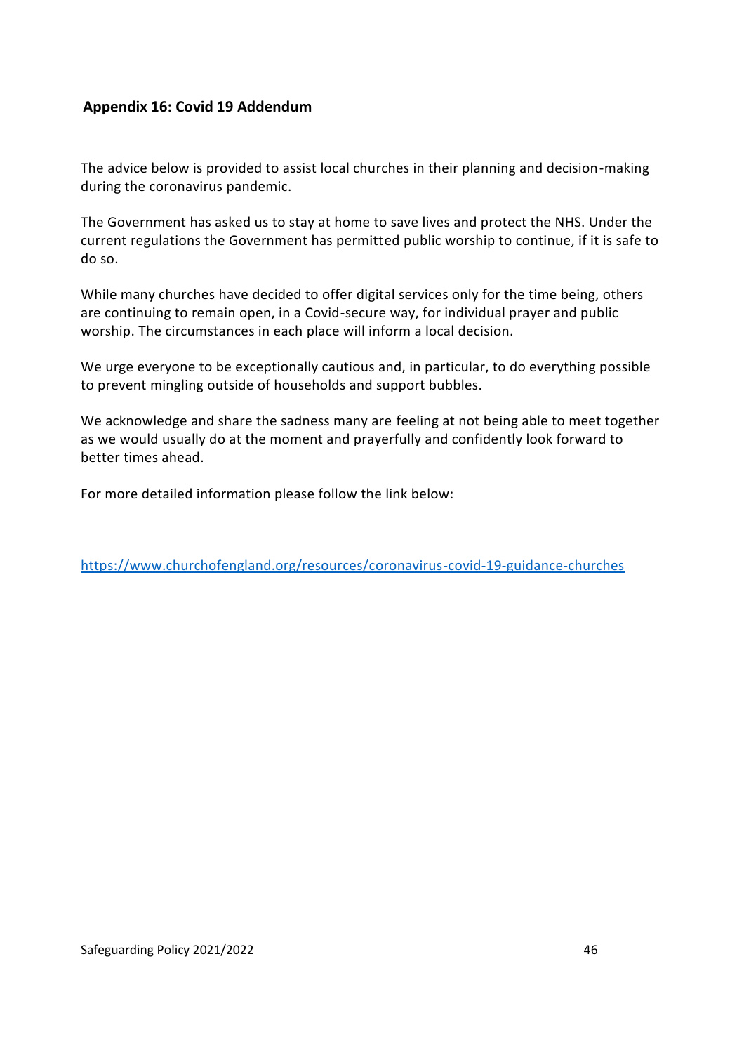## Appendix 16: Covid 19 Addendum

The advice below is provided to assist local churches in their planning and decision-making during the coronavirus pandemic.

The Government has asked us to stay at home to save lives and protect the NHS. Under the current regulations the Government has permitted public worship to continue, if it is safe to do so.

While many churches have decided to offer digital services only for the time being, others are continuing to remain open, in a Covid-secure way, for individual prayer and public worship. The circumstances in each place will inform a local decision.

We urge everyone to be exceptionally cautious and, in particular, to do everything possible to prevent mingling outside of households and support bubbles.

We acknowledge and share the sadness many are feeling at not being able to meet together as we would usually do at the moment and prayerfully and confidently look forward to better times ahead.

For more detailed information please follow the link below:

https://www.churchofengland.org/resources/coronavirus-covid-19-guidance-churches